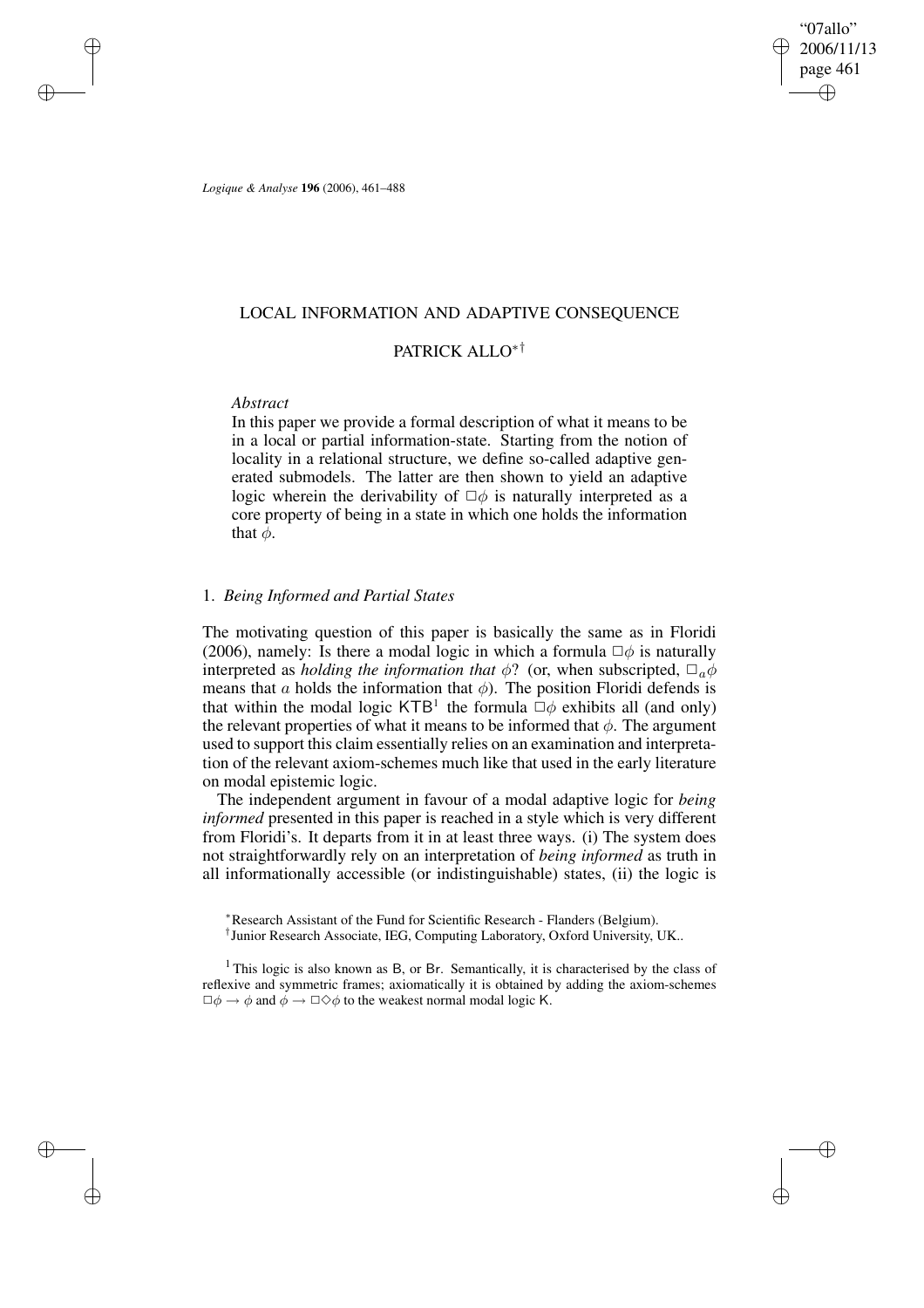# LOCAL INFORMATION AND ADAPTIVE CONSEQUENCE

## PATRICK ALLO[*†]

*Abstract*

In this paper we provide a formal description of what it means to be in a local or partial information-state. Starting from the notion of locality in a relational structure, we define so-called adaptive generated submodels. The latter are then shown to yield an adaptive logic wherein the derivability of $\Box\phi$ is naturally interpreted as a core property of being in a state in which one holds the information that $\phi$.

### 1. *Being Informed and Partial States*

The motivating question of this paper is basically the same as in Floridi (2006), namely: Is there a modal logic in which a formula $\Box\phi$ is naturally interpreted as *holding the information that* $\phi$? (or, when subscripted, $\Box_a\phi$ means that $a$ holds the information that $\phi$). The position Floridi defends is that within the modal logic $\mathsf{KTB}$[1] the formula $\Box\phi$ exhibits all (and only) the relevant properties of what it means to be informed that $\phi$. The argument used to support this claim essentially relies on an examination and interpretation of the relevant axiom-schemes much like that used in the early literature on modal epistemic logic.

The independent argument in favour of a modal adaptive logic for *being informed* presented in this paper is reached in a style which is very different from Floridi's. It departs from it in at least three ways. (i) The system does not straightforwardly rely on an interpretation of *being informed* as truth in all informationally accessible (or indistinguishable) states, (ii) the logic is

[*] Research Assistant of the Fund for Scientific Research - Flanders (Belgium).

[†] Junior Research Associate, IEG, Computing Laboratory, Oxford University, UK..

[1] This logic is also known as $\mathsf{B}$, or $\mathsf{Br}$. Semantically, it is characterised by the class of reflexive and symmetric frames; axiomatically it is obtained by adding the axiom-schemes $\Box\phi \to \phi$ and $\phi \to \Box\Diamond\phi$ to the weakest normal modal logic $\mathsf{K}$.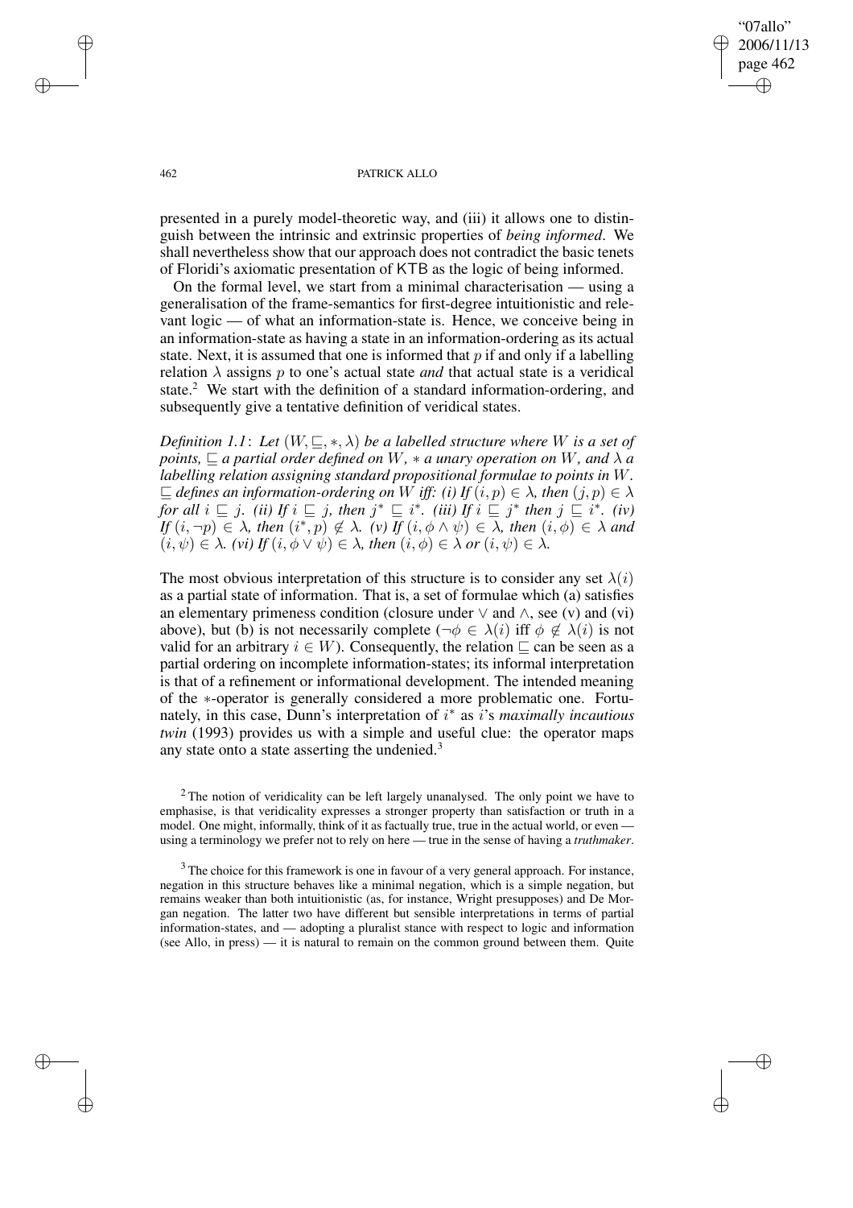presented in a purely model-theoretic way, and (iii) it allows one to distinguish between the intrinsic and extrinsic properties of *being informed*. We shall nevertheless show that our approach does not contradict the basic tenets of Floridi's axiomatic presentation of KTB as the logic of being informed.

On the formal level, we start from a minimal characterisation — using a generalisation of the frame-semantics for first-degree intuitionistic and relevant logic — of what an information-state is. Hence, we conceive being in an information-state as having a state in an information-ordering as its actual state. Next, it is assumed that one is informed that $p$ if and only if a labelling relation $\lambda$ assigns $p$ to one's actual state *and* that actual state is a veridical state.[2] We start with the definition of a standard information-ordering, and subsequently give a tentative definition of veridical states.

*Definition 1.1*: *Let $(W, \sqsubseteq, *, \lambda)$ be a labelled structure where $W$ is a set of points, $\sqsubseteq$ a partial order defined on $W$, $*$ a unary operation on $W$, and $\lambda$ a labelling relation assigning standard propositional formulae to points in $W$. $\sqsubseteq$ defines an information-ordering on $W$ iff: (i) If $(i, p) \in \lambda$, then $(j, p) \in \lambda$ for all $i \sqsubseteq j$. (ii) If $i \sqsubseteq j$, then $j^* \sqsubseteq i^*$. (iii) If $i \sqsubseteq j^*$ then $j \sqsubseteq i^*$. (iv) If $(i, \neg p) \in \lambda$, then $(i^*, p) \notin \lambda$. (v) If $(i, \phi \wedge \psi) \in \lambda$, then $(i, \phi) \in \lambda$ and $(i, \psi) \in \lambda$. (vi) If $(i, \phi \vee \psi) \in \lambda$, then $(i, \phi) \in \lambda$ or $(i, \psi) \in \lambda$.*

The most obvious interpretation of this structure is to consider any set $\lambda(i)$ as a partial state of information. That is, a set of formulae which (a) satisfies an elementary primeness condition (closure under $\vee$ and $\wedge$, see (v) and (vi) above), but (b) is not necessarily complete ($\neg\phi \in \lambda(i)$ iff $\phi \notin \lambda(i)$ is not valid for an arbitrary $i \in W$). Consequently, the relation $\sqsubseteq$ can be seen as a partial ordering on incomplete information-states; its informal interpretation is that of a refinement or informational development. The intended meaning of the $*$-operator is generally considered a more problematic one. Fortunately, in this case, Dunn's interpretation of $i^*$ as $i$'s *maximally incautious twin* (1993) provides us with a simple and useful clue: the operator maps any state onto a state asserting the undenied.[3]

[2] The notion of veridicality can be left largely unanalysed. The only point we have to emphasise, is that veridicality expresses a stronger property than satisfaction or truth in a model. One might, informally, think of it as factually true, true in the actual world, or even — using a terminology we prefer not to rely on here — true in the sense of having a *truthmaker*.

[3] The choice for this framework is one in favour of a very general approach. For instance, negation in this structure behaves like a minimal negation, which is a simple negation, but remains weaker than both intuitionistic (as, for instance, Wright presupposes) and De Morgan negation. The latter two have different but sensible interpretations in terms of partial information-states, and — adopting a pluralist stance with respect to logic and information (see Allo, in press) — it is natural to remain on the common ground between them. Quite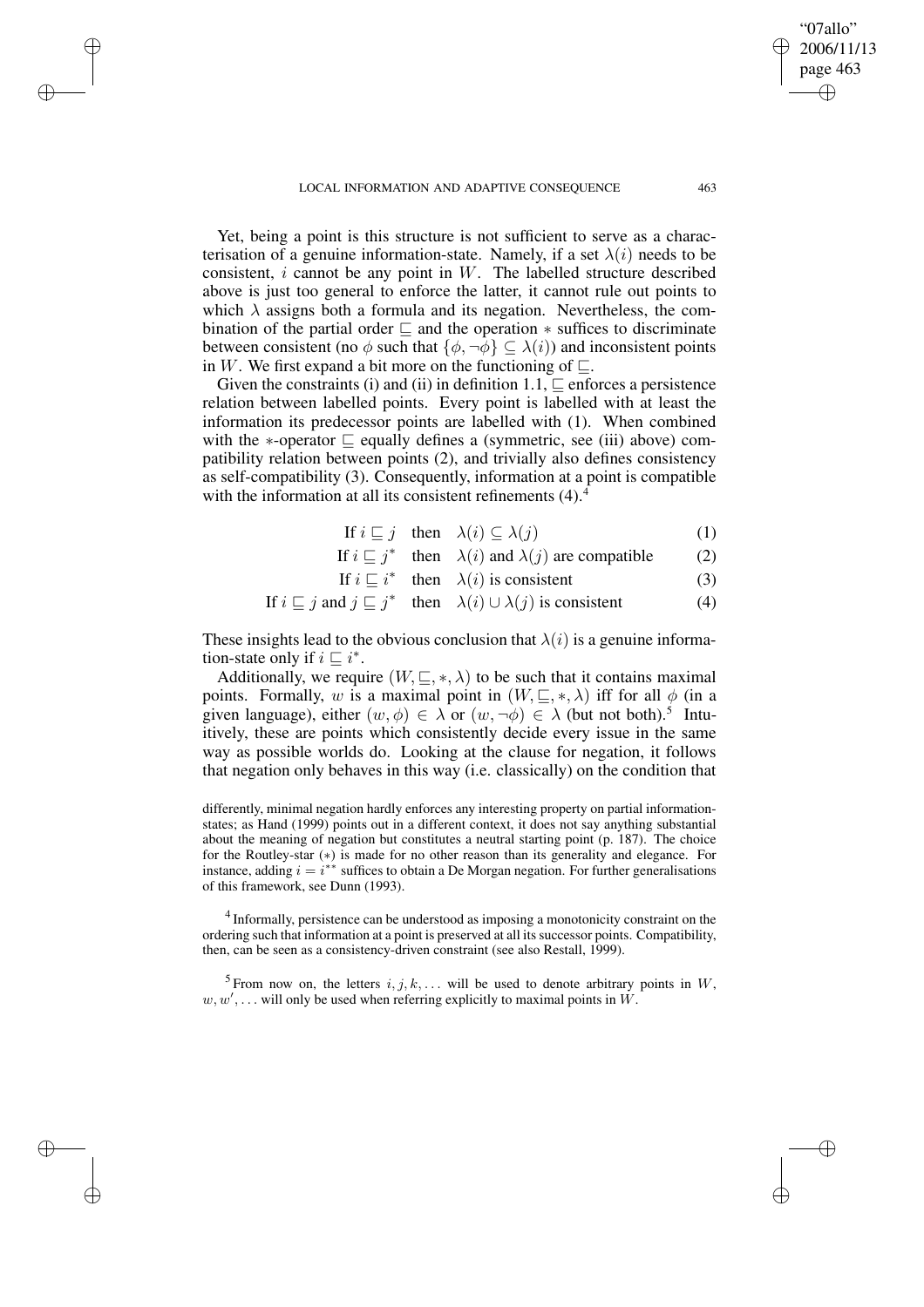Yet, being a point is this structure is not sufficient to serve as a characterisation of a genuine information-state. Namely, if a set $\lambda(i)$ needs to be consistent, $i$ cannot be any point in $W$. The labelled structure described above is just too general to enforce the latter, it cannot rule out points to which $\lambda$ assigns both a formula and its negation. Nevertheless, the combination of the partial order $\sqsubseteq$ and the operation $*$ suffices to discriminate between consistent (no $\phi$ such that $\{\phi, \neg\phi\} \subseteq \lambda(i)$) and inconsistent points in $W$. We first expand a bit more on the functioning of $\sqsubseteq$.

Given the constraints (i) and (ii) in definition 1.1, $\sqsubseteq$ enforces a persistence relation between labelled points. Every point is labelled with at least the information its predecessor points are labelled with (1). When combined with the $*$-operator $\sqsubseteq$ equally defines a (symmetric, see (iii) above) compatibility relation between points (2), and trivially also defines consistency as self-compatibility (3). Consequently, information at a point is compatible with the information at all its consistent refinements (4).[4]

$$\text{If } i \sqsubseteq j \quad \text{then} \quad \lambda(i) \subseteq \lambda(j) \tag{1}$$

$$\text{If } i \sqsubseteq j^* \quad \text{then} \quad \lambda(i) \text{ and } \lambda(j) \text{ are compatible} \tag{2}$$

$$\text{If } i \sqsubseteq i^* \quad \text{then} \quad \lambda(i) \text{ is consistent} \tag{3}$$

$$\text{If } i \sqsubseteq j \text{ and } j \sqsubseteq j^* \quad \text{then} \quad \lambda(i) \cup \lambda(j) \text{ is consistent} \tag{4}$$

These insights lead to the obvious conclusion that $\lambda(i)$ is a genuine information-state only if $i \sqsubseteq i^*$.

Additionally, we require $(W, \sqsubseteq, *, \lambda)$ to be such that it contains maximal points. Formally, $w$ is a maximal point in $(W, \sqsubseteq, *, \lambda)$ iff for all $\phi$ (in a given language), either $(w, \phi) \in \lambda$ or $(w, \neg\phi) \in \lambda$ (but not both).[5] Intuitively, these are points which consistently decide every issue in the same way as possible worlds do. Looking at the clause for negation, it follows that negation only behaves in this way (i.e. classically) on the condition that

differently, minimal negation hardly enforces any interesting property on partial information-states; as Hand (1999) points out in a different context, it does not say anything substantial about the meaning of negation but constitutes a neutral starting point (p. 187). The choice for the Routley-star ($*$) is made for no other reason than its generality and elegance. For instance, adding $i = i^{**}$ suffices to obtain a De Morgan negation. For further generalisations of this framework, see Dunn (1993).

[4] Informally, persistence can be understood as imposing a monotonicity constraint on the ordering such that information at a point is preserved at all its successor points. Compatibility, then, can be seen as a consistency-driven constraint (see also Restall, 1999).

[5] From now on, the letters $i, j, k, \ldots$ will be used to denote arbitrary points in $W$, $w, w', \ldots$ will only be used when referring explicitly to maximal points in $W$.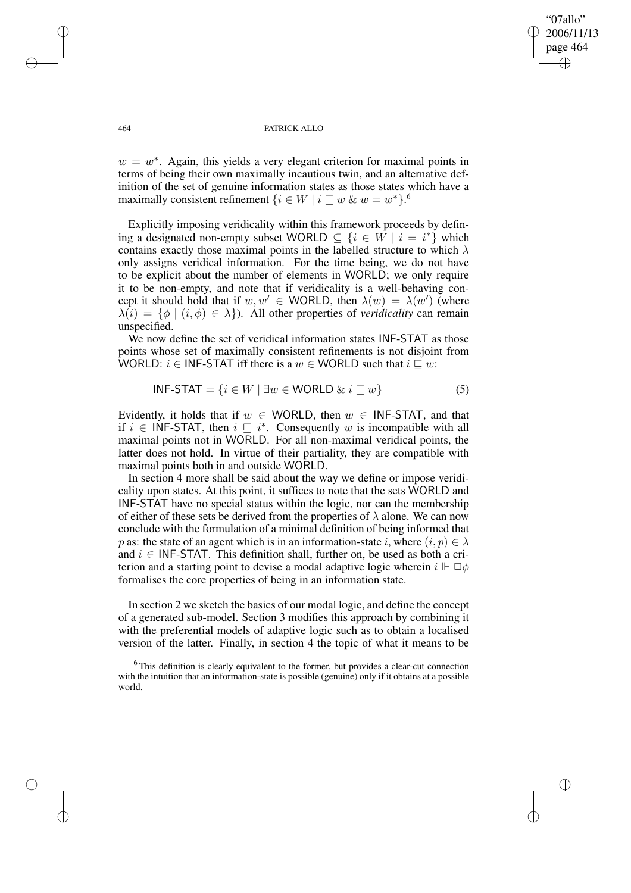$w = w^*$. Again, this yields a very elegant criterion for maximal points in terms of being their own maximally incautious twin, and an alternative definition of the set of genuine information states as those states which have a maximally consistent refinement $\{i \in W \mid i \sqsubseteq w \;\&\; w = w^*\}$.[6]

Explicitly imposing veridicality within this framework proceeds by defining a designated non-empty subset $\mathsf{WORLD} \subseteq \{i \in W \mid i = i^*\}$ which contains exactly those maximal points in the labelled structure to which $\lambda$ only assigns veridical information. For the time being, we do not have to be explicit about the number of elements in WORLD; we only require it to be non-empty, and note that if veridicality is a well-behaving concept it should hold that if $w, w' \in \mathsf{WORLD}$, then $\lambda(w) = \lambda(w')$ (where $\lambda(i) = \{\phi \mid (i, \phi) \in \lambda\}$). All other properties of *veridicality* can remain unspecified.

We now define the set of veridical information states INF-STAT as those points whose set of maximally consistent refinements is not disjoint from WORLD: $i \in \mathsf{INF\text{-}STAT}$ iff there is a $w \in \mathsf{WORLD}$ such that $i \sqsubseteq w$:

$$\mathsf{INF\text{-}STAT} = \{i \in W \mid \exists w \in \mathsf{WORLD} \;\&\; i \sqsubseteq w\} \tag{5}$$

Evidently, it holds that if $w \in \mathsf{WORLD}$, then $w \in \mathsf{INF\text{-}STAT}$, and that if $i \in \mathsf{INF\text{-}STAT}$, then $i \sqsubseteq i^*$. Consequently $w$ is incompatible with all maximal points not in WORLD. For all non-maximal veridical points, the latter does not hold. In virtue of their partiality, they are compatible with maximal points both in and outside WORLD.

In section 4 more shall be said about the way we define or impose veridicality upon states. At this point, it suffices to note that the sets WORLD and INF-STAT have no special status within the logic, nor can the membership of either of these sets be derived from the properties of $\lambda$ alone. We can now conclude with the formulation of a minimal definition of being informed that $p$ as: the state of an agent which is in an information-state $i$, where $(i, p) \in \lambda$ and $i \in \mathsf{INF\text{-}STAT}$. This definition shall, further on, be used as both a criterion and a starting point to devise a modal adaptive logic wherein $i \Vdash \Box\phi$ formalises the core properties of being in an information state.

In section 2 we sketch the basics of our modal logic, and define the concept of a generated sub-model. Section 3 modifies this approach by combining it with the preferential models of adaptive logic such as to obtain a localised version of the latter. Finally, in section 4 the topic of what it means to be

[6] This definition is clearly equivalent to the former, but provides a clear-cut connection with the intuition that an information-state is possible (genuine) only if it obtains at a possible world.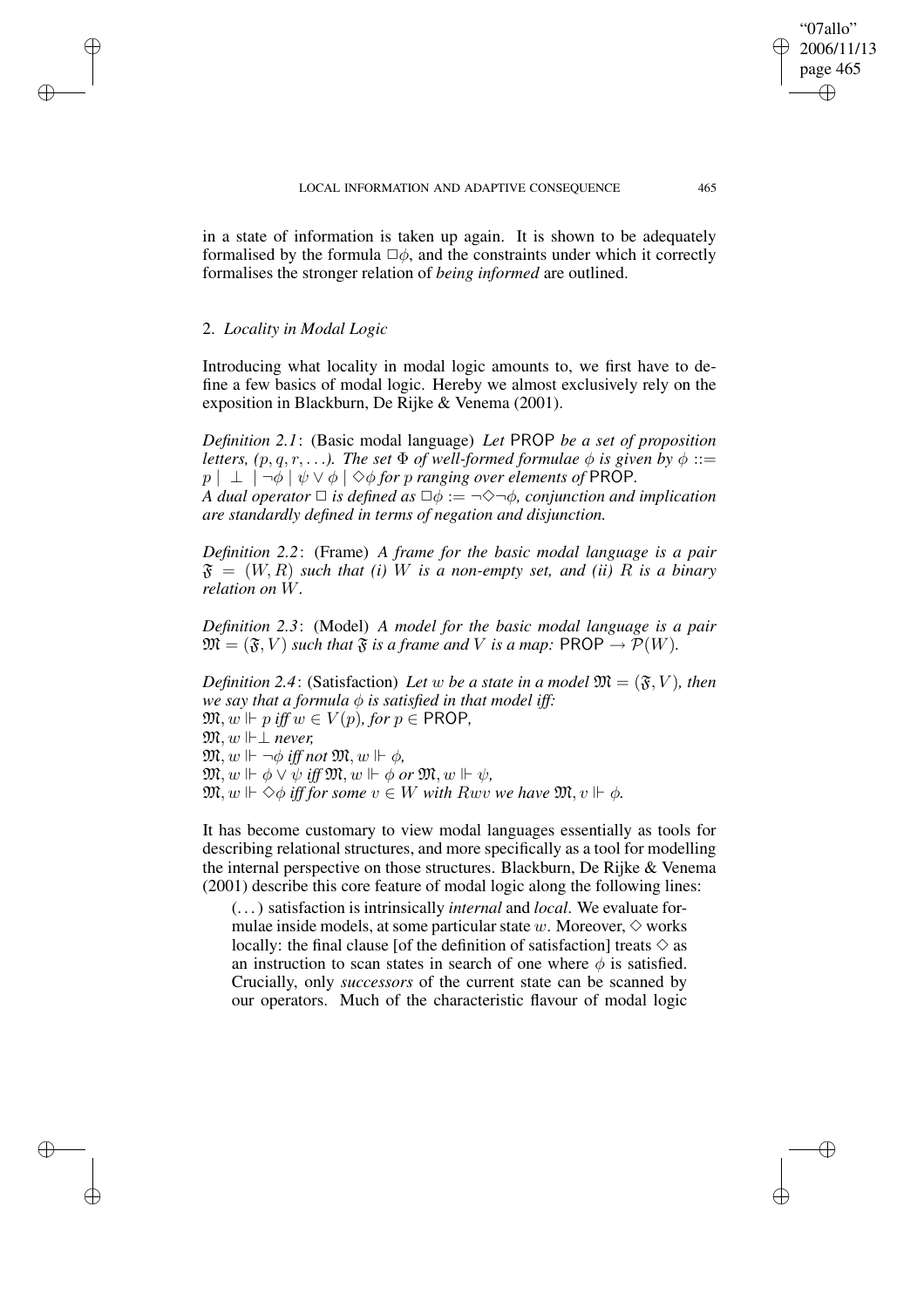in a state of information is taken up again. It is shown to be adequately formalised by the formula $\Box\phi$, and the constraints under which it correctly formalises the stronger relation of *being informed* are outlined.

## 2. *Locality in Modal Logic*

Introducing what locality in modal logic amounts to, we first have to define a few basics of modal logic. Hereby we almost exclusively rely on the exposition in Blackburn, De Rijke & Venema (2001).

*Definition 2.1*: (Basic modal language) *Let* PROP *be a set of proposition letters, $(p, q, r, \ldots)$. The set $\Phi$ of well-formed formulae $\phi$ is given by $\phi ::= p \mid \bot \mid \neg\phi \mid \psi \vee \phi \mid \Diamond\phi$ for $p$ ranging over elements of* PROP.
*A dual operator $\Box$ is defined as $\Box\phi := \neg\Diamond\neg\phi$, conjunction and implication are standardly defined in terms of negation and disjunction.*

*Definition 2.2*: (Frame) *A frame for the basic modal language is a pair $\mathfrak{F} = (W, R)$ such that (i) $W$ is a non-empty set, and (ii) $R$ is a binary relation on $W$.*

*Definition 2.3*: (Model) *A model for the basic modal language is a pair $\mathfrak{M} = (\mathfrak{F}, V)$ such that $\mathfrak{F}$ is a frame and $V$ is a map:* $\mathsf{PROP} \rightarrow \mathcal{P}(W)$.

*Definition 2.4*: (Satisfaction) *Let $w$ be a state in a model $\mathfrak{M} = (\mathfrak{F}, V)$, then we say that a formula $\phi$ is satisfied in that model iff:*
$\mathfrak{M}, w \Vdash p$ *iff* $w \in V(p)$*, for* $p \in \mathsf{PROP}$*,*
$\mathfrak{M}, w \Vdash \bot$ *never,*
$\mathfrak{M}, w \Vdash \neg\phi$ *iff not* $\mathfrak{M}, w \Vdash \phi$*,*
$\mathfrak{M}, w \Vdash \phi \vee \psi$ *iff* $\mathfrak{M}, w \Vdash \phi$ *or* $\mathfrak{M}, w \Vdash \psi$*,*
$\mathfrak{M}, w \Vdash \Diamond\phi$ *iff for some* $v \in W$ *with* $Rwv$ *we have* $\mathfrak{M}, v \Vdash \phi$.

It has become customary to view modal languages essentially as tools for describing relational structures, and more specifically as a tool for modelling the internal perspective on those structures. Blackburn, De Rijke & Venema (2001) describe this core feature of modal logic along the following lines:

> (...) satisfaction is intrinsically *internal* and *local*. We evaluate formulae inside models, at some particular state $w$. Moreover, $\Diamond$ works locally: the final clause [of the definition of satisfaction] treats $\Diamond$ as an instruction to scan states in search of one where $\phi$ is satisfied. Crucially, only *successors* of the current state can be scanned by our operators. Much of the characteristic flavour of modal logic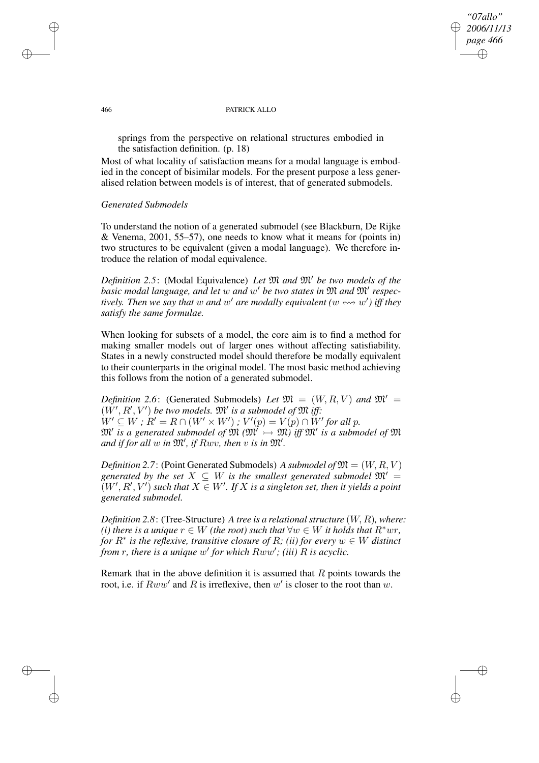springs from the perspective on relational structures embodied in the satisfaction definition. (p. 18)

Most of what locality of satisfaction means for a modal language is embodied in the concept of bisimilar models. For the present purpose a less generalised relation between models is of interest, that of generated submodels.

*Generated Submodels*

To understand the notion of a generated submodel (see Blackburn, De Rijke & Venema, 2001, 55–57), one needs to know what it means for (points in) two structures to be equivalent (given a modal language). We therefore introduce the relation of modal equivalence.

*Definition 2.5*: (Modal Equivalence) *Let $\mathfrak{M}$ and $\mathfrak{M}'$ be two models of the basic modal language, and let $w$ and $w'$ be two states in $\mathfrak{M}$ and $\mathfrak{M}'$ respectively. Then we say that $w$ and $w'$ are modally equivalent ($w \leftrightsquigarrow w'$) iff they satisfy the same formulae.*

When looking for subsets of a model, the core aim is to find a method for making smaller models out of larger ones without affecting satisfiability. States in a newly constructed model should therefore be modally equivalent to their counterparts in the original model. The most basic method achieving this follows from the notion of a generated submodel.

*Definition 2.6*: (Generated Submodels) *Let $\mathfrak{M} = (W, R, V)$ and $\mathfrak{M}' = (W', R', V')$ be two models. $\mathfrak{M}'$ is a submodel of $\mathfrak{M}$ iff:*
*$W' \subseteq W$ ; $R' = R \cap (W' \times W')$ ; $V'(p) = V(p) \cap W'$ for all $p$.*
*$\mathfrak{M}'$ is a generated submodel of $\mathfrak{M}$ ($\mathfrak{M}' \rightarrowtail \mathfrak{M}$) iff $\mathfrak{M}'$ is a submodel of $\mathfrak{M}$ and if for all $w$ in $\mathfrak{M}'$, if $Rwv$, then $v$ is in $\mathfrak{M}'$.*

*Definition 2.7*: (Point Generated Submodels) *A submodel of $\mathfrak{M} = (W, R, V)$ generated by the set $X \subseteq W$ is the smallest generated submodel $\mathfrak{M}' = (W', R', V')$ such that $X \in W'$. If $X$ is a singleton set, then it yields a point generated submodel.*

*Definition 2.8*: (Tree-Structure) *A tree is a relational structure $(W, R)$, where: (i) there is a unique $r \in W$ (the root) such that $\forall w \in W$ it holds that $R^*wr$, for $R^*$ is the reflexive, transitive closure of $R$; (ii) for every $w \in W$ distinct from $r$, there is a unique $w'$ for which $Rww'$; (iii) $R$ is acyclic.*

Remark that in the above definition it is assumed that $R$ points towards the root, i.e. if $Rww'$ and $R$ is irreflexive, then $w'$ is closer to the root than $w$.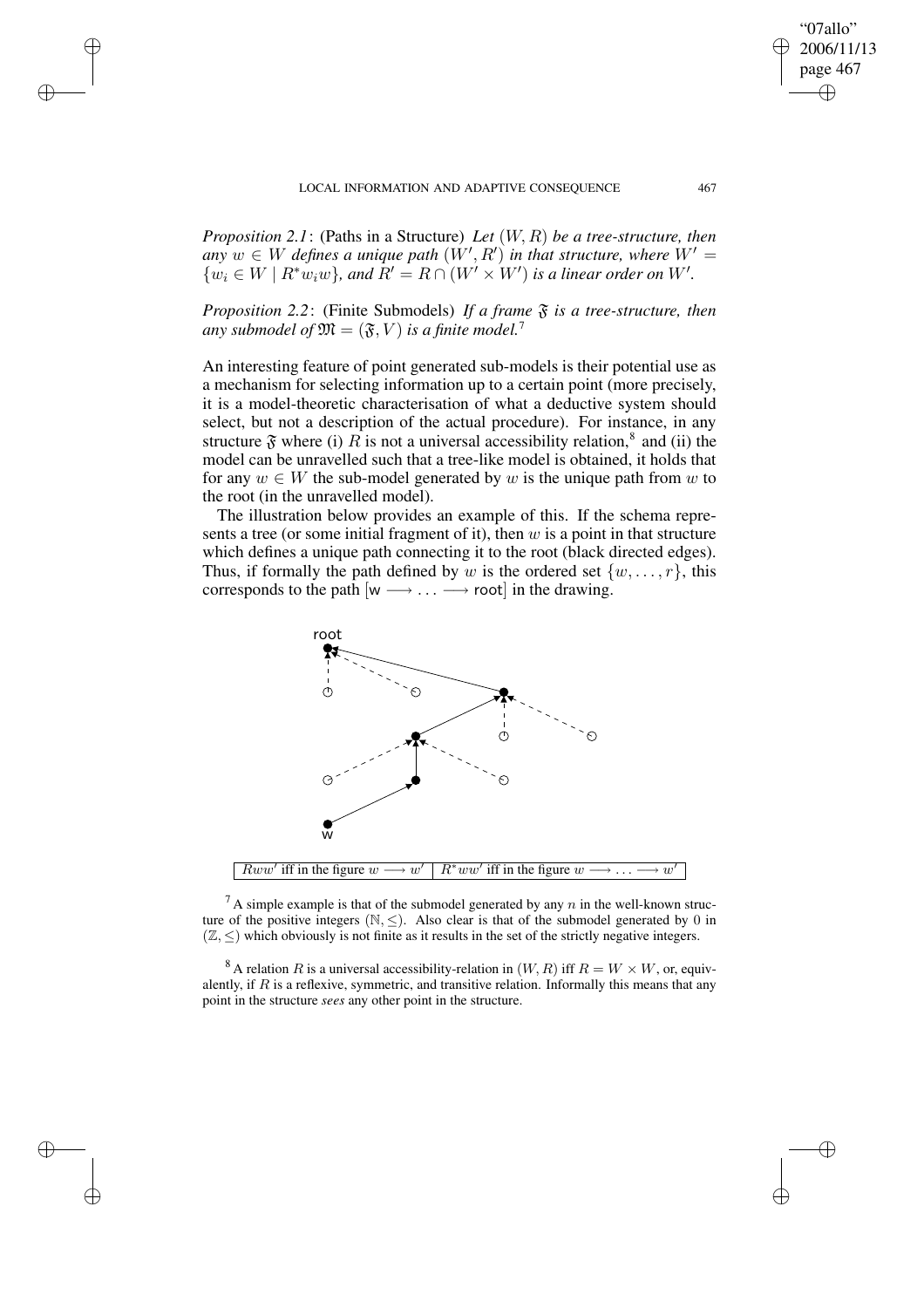*Proposition 2.1*: (Paths in a Structure) *Let* $(W, R)$ *be a tree-structure, then any* $w \in W$ *defines a unique path* $(W', R')$ *in that structure, where* $W' = \{w_i \in W \mid R^* w_i w\}$*, and* $R' = R \cap (W' \times W')$ *is a linear order on* $W'$*.*

*Proposition 2.2*: (Finite Submodels) *If a frame* $\mathfrak{F}$ *is a tree-structure, then any submodel of* $\mathfrak{M} = (\mathfrak{F}, V)$ *is a finite model.*[7]

An interesting feature of point generated sub-models is their potential use as a mechanism for selecting information up to a certain point (more precisely, it is a model-theoretic characterisation of what a deductive system should select, but not a description of the actual procedure). For instance, in any structure $\mathfrak{F}$ where (i) $R$ is not a universal accessibility relation,[8] and (ii) the model can be unravelled such that a tree-like model is obtained, it holds that for any $w \in W$ the sub-model generated by $w$ is the unique path from $w$ to the root (in the unravelled model).

The illustration below provides an example of this. If the schema represents a tree (or some initial fragment of it), then $w$ is a point in that structure which defines a unique path connecting it to the root (black directed edges). Thus, if formally the path defined by $w$ is the ordered set $\{w, \ldots, r\}$, this corresponds to the path [w $\longrightarrow \ldots \longrightarrow$ root] in the drawing.

| $Rww'$ iff in the figure $w \longrightarrow w'$ | $R^* ww'$ iff in the figure $w \longrightarrow \ldots \longrightarrow w'$ |
|---|---|

[7] A simple example is that of the submodel generated by any $n$ in the well-known structure of the positive integers $(\mathbb{N}, \leq)$. Also clear is that of the submodel generated by 0 in $(\mathbb{Z}, \leq)$ which obviously is not finite as it results in the set of the strictly negative integers.

[8] A relation $R$ is a universal accessibility-relation in $(W, R)$ iff $R = W \times W$, or, equivalently, if $R$ is a reflexive, symmetric, and transitive relation. Informally this means that any point in the structure *sees* any other point in the structure.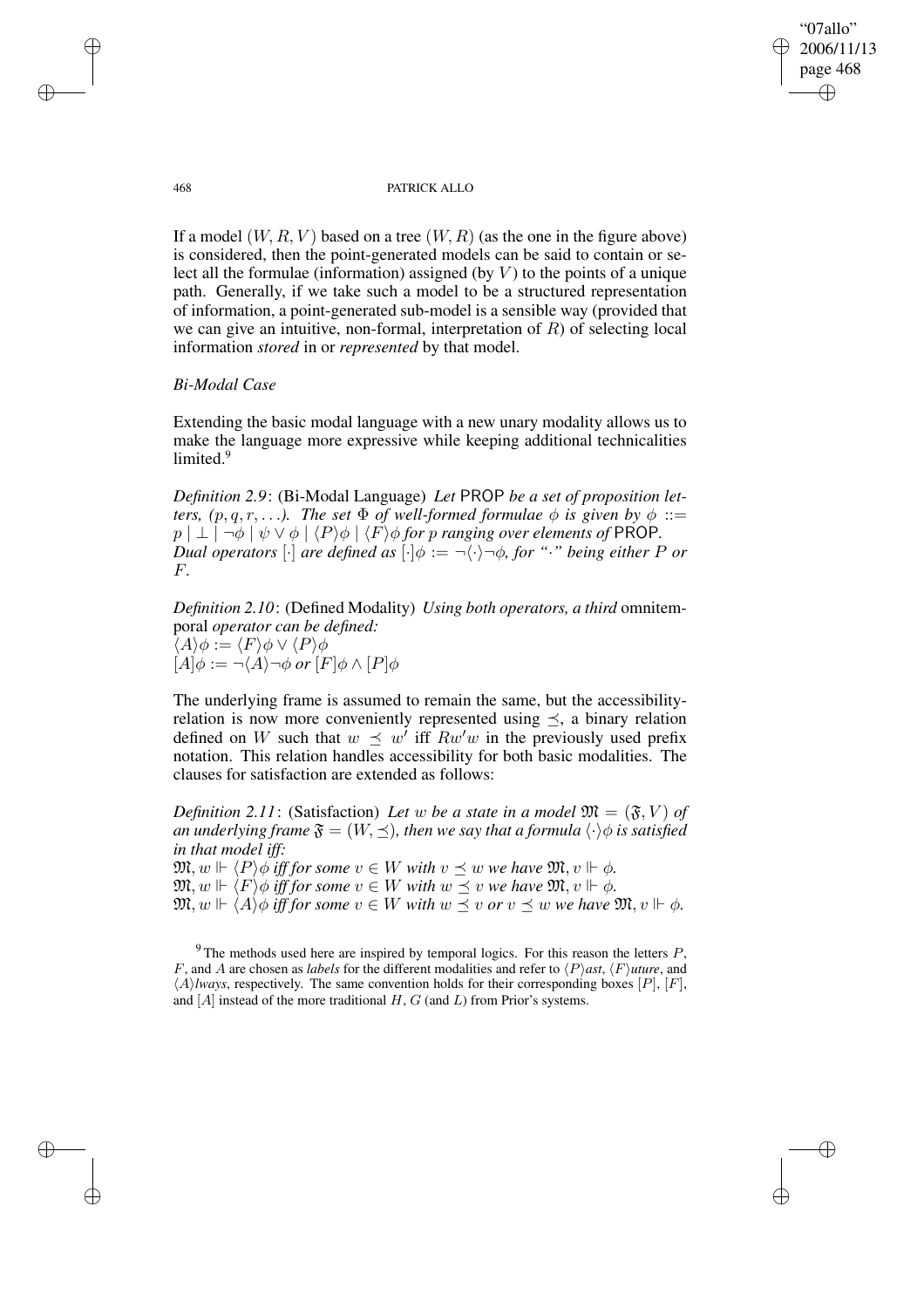If a model $(W, R, V)$ based on a tree $(W, R)$ (as the one in the figure above) is considered, then the point-generated models can be said to contain or select all the formulae (information) assigned (by $V$) to the points of a unique path. Generally, if we take such a model to be a structured representation of information, a point-generated sub-model is a sensible way (provided that we can give an intuitive, non-formal, interpretation of $R$) of selecting local information *stored* in or *represented* by that model.

*Bi-Modal Case*

Extending the basic modal language with a new unary modality allows us to make the language more expressive while keeping additional technicalities limited.[9]

*Definition 2.9*: (Bi-Modal Language) *Let* PROP *be a set of proposition letters, $(p, q, r, \ldots)$. The set $\Phi$ of well-formed formulae $\phi$ is given by $\phi ::= p \mid \bot \mid \neg\phi \mid \psi \vee \phi \mid \langle P \rangle\phi \mid \langle F \rangle\phi$ for $p$ ranging over elements of* PROP. *Dual operators $[\cdot]$ are defined as $[\cdot]\phi := \neg\langle\cdot\rangle\neg\phi$, for "$\cdot$" being either $P$ or $F$.*

*Definition 2.10*: (Defined Modality) *Using both operators, a third* omnitemporal *operator can be defined:*
$\langle A \rangle\phi := \langle F \rangle\phi \vee \langle P \rangle\phi$
$[A]\phi := \neg\langle A \rangle\neg\phi$ *or* $[F]\phi \wedge [P]\phi$

The underlying frame is assumed to remain the same, but the accessibility-relation is now more conveniently represented using $\preceq$, a binary relation defined on $W$ such that $w \preceq w'$ iff $Rw'w$ in the previously used prefix notation. This relation handles accessibility for both basic modalities. The clauses for satisfaction are extended as follows:

*Definition 2.11*: (Satisfaction) *Let $w$ be a state in a model $\mathfrak{M} = (\mathfrak{F}, V)$ of an underlying frame $\mathfrak{F} = (W, \preceq)$, then we say that a formula $\langle\cdot\rangle\phi$ is satisfied in that model iff:*
$\mathfrak{M}, w \Vdash \langle P \rangle\phi$ *iff for some $v \in W$ with $v \preceq w$ we have $\mathfrak{M}, v \Vdash \phi$.*
$\mathfrak{M}, w \Vdash \langle F \rangle\phi$ *iff for some $v \in W$ with $w \preceq v$ we have $\mathfrak{M}, v \Vdash \phi$.*
$\mathfrak{M}, w \Vdash \langle A \rangle\phi$ *iff for some $v \in W$ with $w \preceq v$ or $v \preceq w$ we have $\mathfrak{M}, v \Vdash \phi$.*

[9] The methods used here are inspired by temporal logics. For this reason the letters $P$, $F$, and $A$ are chosen as *labels* for the different modalities and refer to $\langle P \rangle$*ast*, $\langle F \rangle$*uture*, and $\langle A \rangle$*lways*, respectively. The same convention holds for their corresponding boxes $[P]$, $[F]$, and $[A]$ instead of the more traditional $H$, $G$ (and $L$) from Prior's systems.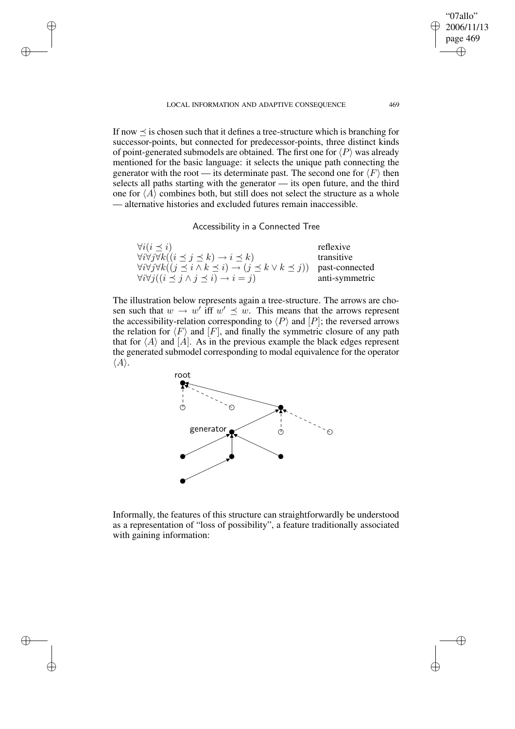If now $\preceq$ is chosen such that it defines a tree-structure which is branching for successor-points, but connected for predecessor-points, three distinct kinds of point-generated submodels are obtained. The first one for $\langle P \rangle$ was already mentioned for the basic language: it selects the unique path connecting the generator with the root — its determinate past. The second one for $\langle F \rangle$ then selects all paths starting with the generator — its open future, and the third one for $\langle A \rangle$ combines both, but still does not select the structure as a whole — alternative histories and excluded futures remain inaccessible.

Accessibility in a Connected Tree

| | |
|---|---|
| $\forall i (i \preceq i)$ | reflexive |
| $\forall i \forall j \forall k ((i \preceq j \preceq k) \rightarrow i \preceq k)$ | transitive |
| $\forall i \forall j \forall k ((j \preceq i \wedge k \preceq i) \rightarrow (j \preceq k \vee k \preceq j))$ | past-connected |
| $\forall i \forall j ((i \preceq j \wedge j \preceq i) \rightarrow i = j)$ | anti-symmetric |

The illustration below represents again a tree-structure. The arrows are chosen such that $w \rightarrow w'$ iff $w' \preceq w$. This means that the arrows represent the accessibility-relation corresponding to $\langle P \rangle$ and $[P]$; the reversed arrows the relation for $\langle F \rangle$ and $[F]$, and finally the symmetric closure of any path that for $\langle A \rangle$ and $[A]$. As in the previous example the black edges represent the generated submodel corresponding to modal equivalence for the operator $\langle A \rangle$.

Informally, the features of this structure can straightforwardly be understood as a representation of "loss of possibility", a feature traditionally associated with gaining information: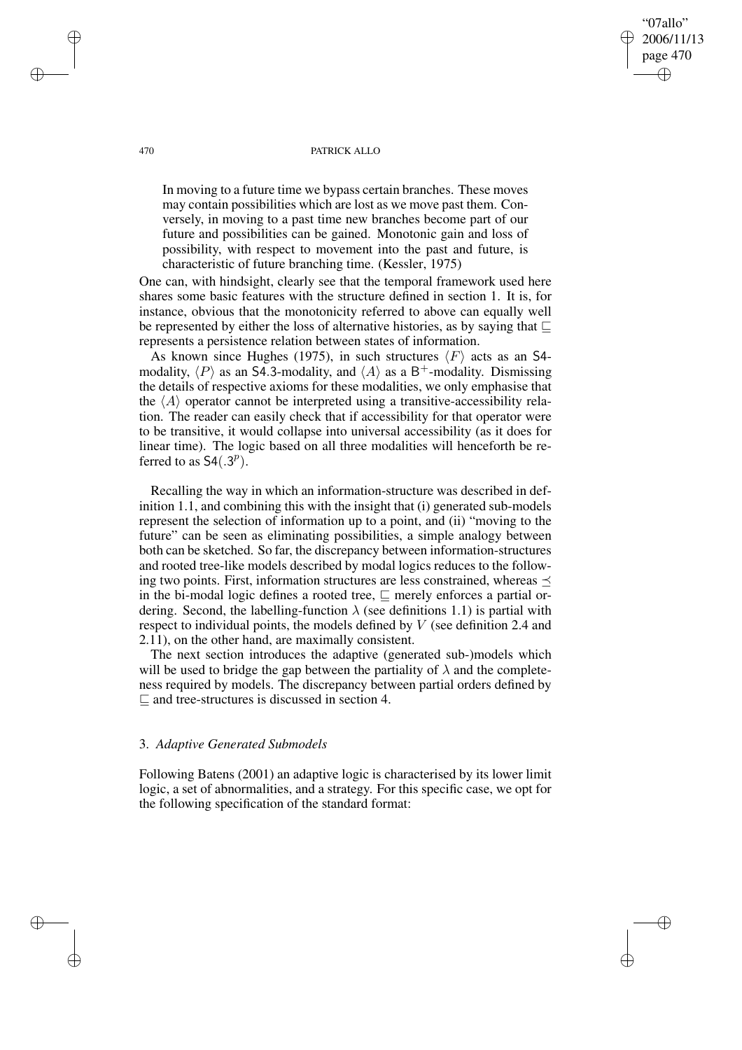> In moving to a future time we bypass certain branches. These moves may contain possibilities which are lost as we move past them. Conversely, in moving to a past time new branches become part of our future and possibilities can be gained. Monotonic gain and loss of possibility, with respect to movement into the past and future, is characteristic of future branching time. (Kessler, 1975)

One can, with hindsight, clearly see that the temporal framework used here shares some basic features with the structure defined in section 1. It is, for instance, obvious that the monotonicity referred to above can equally well be represented by either the loss of alternative histories, as by saying that $\sqsubseteq$ represents a persistence relation between states of information.

As known since Hughes (1975), in such structures $\langle F \rangle$ acts as an S4-modality, $\langle P \rangle$ as an S4.3-modality, and $\langle A \rangle$ as a $\mathsf{B}^+$-modality. Dismissing the details of respective axioms for these modalities, we only emphasise that the $\langle A \rangle$ operator cannot be interpreted using a transitive-accessibility relation. The reader can easily check that if accessibility for that operator were to be transitive, it would collapse into universal accessibility (as it does for linear time). The logic based on all three modalities will henceforth be referred to as $\mathsf{S4}(.3^p)$.

Recalling the way in which an information-structure was described in definition 1.1, and combining this with the insight that (i) generated sub-models represent the selection of information up to a point, and (ii) "moving to the future" can be seen as eliminating possibilities, a simple analogy between both can be sketched. So far, the discrepancy between information-structures and rooted tree-like models described by modal logics reduces to the following two points. First, information structures are less constrained, whereas $\preceq$ in the bi-modal logic defines a rooted tree, $\sqsubseteq$ merely enforces a partial ordering. Second, the labelling-function $\lambda$ (see definitions 1.1) is partial with respect to individual points, the models defined by $V$ (see definition 2.4 and 2.11), on the other hand, are maximally consistent.

The next section introduces the adaptive (generated sub-)models which will be used to bridge the gap between the partiality of $\lambda$ and the completeness required by models. The discrepancy between partial orders defined by $\sqsubseteq$ and tree-structures is discussed in section 4.

### 3. *Adaptive Generated Submodels*

Following Batens (2001) an adaptive logic is characterised by its lower limit logic, a set of abnormalities, and a strategy. For this specific case, we opt for the following specification of the standard format: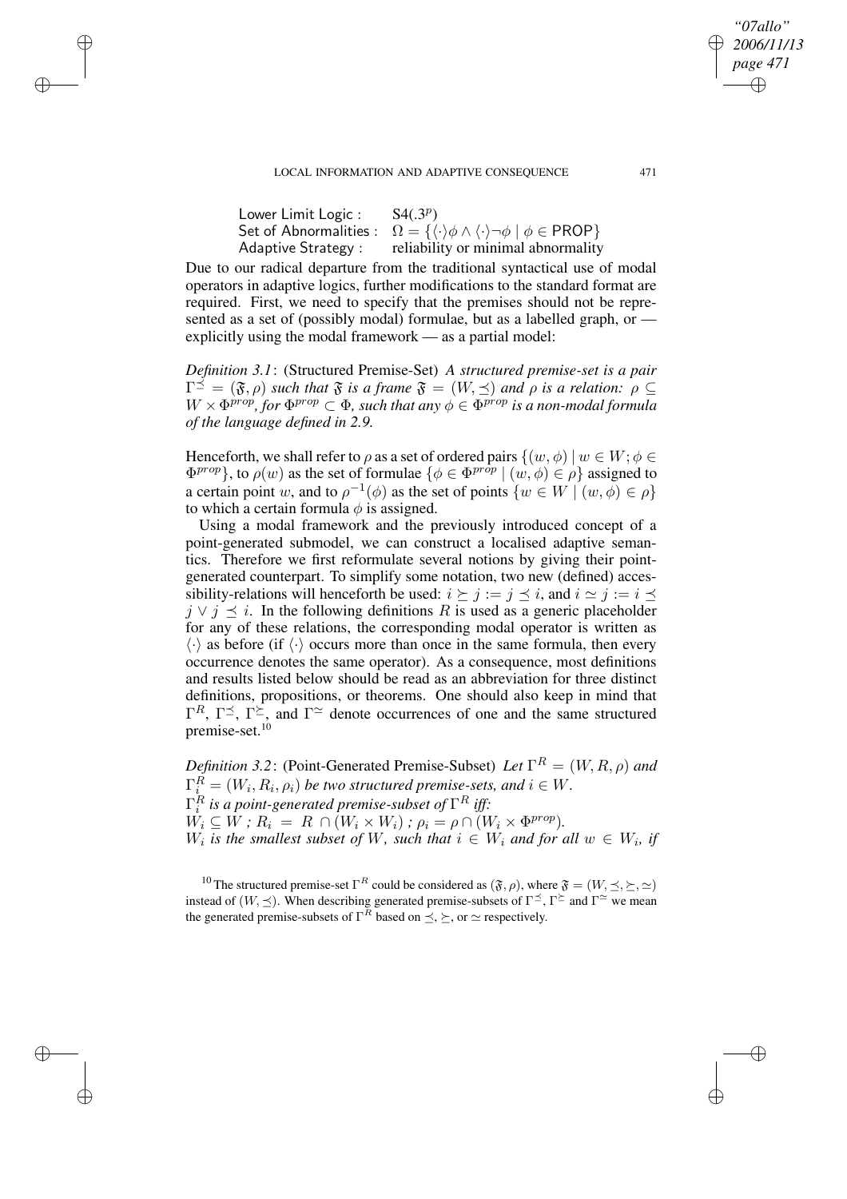Lower Limit Logic : $\quad$ S4(.3$^p$)
Set of Abnormalities : $\quad \Omega = \{\langle\cdot\rangle\phi \wedge \langle\cdot\rangle\neg\phi \mid \phi \in \mathsf{PROP}\}$
Adaptive Strategy : $\quad$ reliability or minimal abnormality

Due to our radical departure from the traditional syntactical use of modal operators in adaptive logics, further modifications to the standard format are required. First, we need to specify that the premises should not be represented as a set of (possibly modal) formulae, but as a labelled graph, or — explicitly using the modal framework — as a partial model:

*Definition 3.1*: (Structured Premise-Set) *A structured premise-set is a pair $\Gamma^{\preceq} = (\mathfrak{F}, \rho)$ such that $\mathfrak{F}$ is a frame $\mathfrak{F} = (W, \preceq)$ and $\rho$ is a relation: $\rho \subseteq W \times \Phi^{prop}$, for $\Phi^{prop} \subset \Phi$, such that any $\phi \in \Phi^{prop}$ is a non-modal formula of the language defined in 2.9.*

Henceforth, we shall refer to $\rho$ as a set of ordered pairs $\{(w, \phi) \mid w \in W; \phi \in \Phi^{prop}\}$, to $\rho(w)$ as the set of formulae $\{\phi \in \Phi^{prop} \mid (w, \phi) \in \rho\}$ assigned to a certain point $w$, and to $\rho^{-1}(\phi)$ as the set of points $\{w \in W \mid (w, \phi) \in \rho\}$ to which a certain formula $\phi$ is assigned.

Using a modal framework and the previously introduced concept of a point-generated submodel, we can construct a localised adaptive semantics. Therefore we first reformulate several notions by giving their point-generated counterpart. To simplify some notation, two new (defined) accessibility-relations will henceforth be used: $i \succeq j := j \preceq i$, and $i \simeq j := i \preceq j \vee j \preceq i$. In the following definitions $R$ is used as a generic placeholder for any of these relations, the corresponding modal operator is written as $\langle\cdot\rangle$ as before (if $\langle\cdot\rangle$ occurs more than once in the same formula, then every occurrence denotes the same operator). As a consequence, most definitions and results listed below should be read as an abbreviation for three distinct definitions, propositions, or theorems. One should also keep in mind that $\Gamma^R$, $\Gamma^{\preceq}$, $\Gamma^{\succeq}$, and $\Gamma^{\simeq}$ denote occurrences of one and the same structured premise-set.[10]

*Definition 3.2*: (Point-Generated Premise-Subset) *Let $\Gamma^R = (W, R, \rho)$ and $\Gamma^R_i = (W_i, R_i, \rho_i)$ be two structured premise-sets, and $i \in W$.*
*$\Gamma^R_i$ is a point-generated premise-subset of $\Gamma^R$ iff:*
*$W_i \subseteq W$ ; $R_i = R \cap (W_i \times W_i)$ ; $\rho_i = \rho \cap (W_i \times \Phi^{prop})$.*
*$W_i$ is the smallest subset of $W$, such that $i \in W_i$ and for all $w \in W_i$, if*

[10] The structured premise-set $\Gamma^R$ could be considered as $(\mathfrak{F}, \rho)$, where $\mathfrak{F} = (W, \preceq, \succeq, \simeq)$ instead of $(W, \preceq)$. When describing generated premise-subsets of $\Gamma^{\preceq}$, $\Gamma^{\succeq}$ and $\Gamma^{\simeq}$ we mean the generated premise-subsets of $\Gamma^R$ based on $\preceq$, $\succeq$, or $\simeq$ respectively.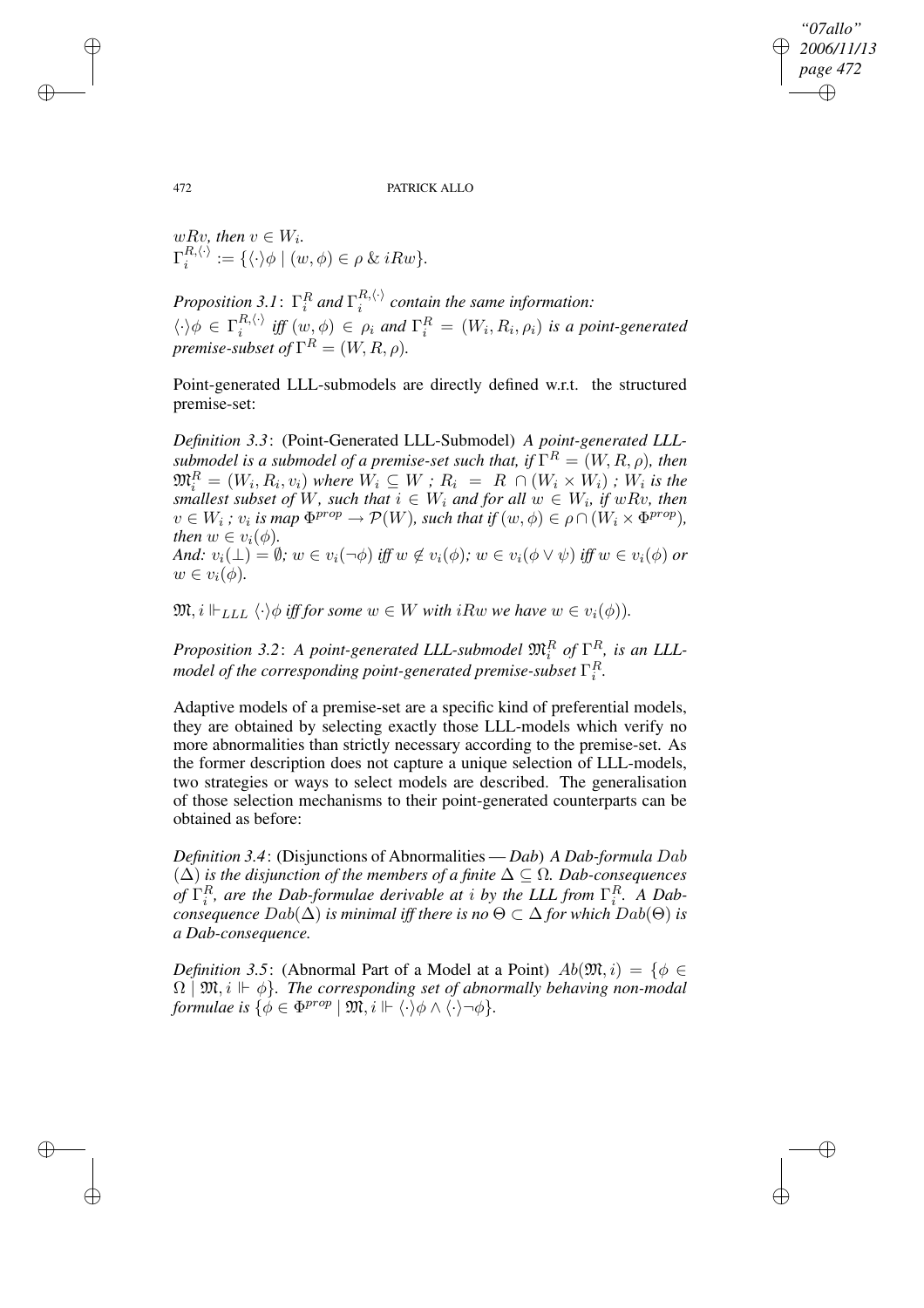*$wRv$, then $v \in W_i$.*
$\Gamma_i^{R,\langle\cdot\rangle} := \{\langle\cdot\rangle\phi \mid (w, \phi) \in \rho \,\&\, iRw\}$.

*Proposition 3.1*: *$\Gamma_i^R$ and $\Gamma_i^{R,\langle\cdot\rangle}$ contain the same information:*
*$\langle\cdot\rangle\phi \in \Gamma_i^{R,\langle\cdot\rangle}$ iff $(w, \phi) \in \rho_i$ and $\Gamma_i^R = (W_i, R_i, \rho_i)$ is a point-generated premise-subset of $\Gamma^R = (W, R, \rho)$.*

Point-generated LLL-submodels are directly defined w.r.t. the structured premise-set:

*Definition 3.3*: (Point-Generated LLL-Submodel) *A point-generated LLL-submodel is a submodel of a premise-set such that, if $\Gamma^R = (W, R, \rho)$, then $\mathfrak{M}_i^R = (W_i, R_i, v_i)$ where $W_i \subseteq W$ ; $R_i = R \cap (W_i \times W_i)$ ; $W_i$ is the smallest subset of $W$, such that $i \in W_i$ and for all $w \in W_i$, if $wRv$, then $v \in W_i$ ; $v_i$ is map $\Phi^{prop} \rightarrow \mathcal{P}(W)$, such that if $(w, \phi) \in \rho \cap (W_i \times \Phi^{prop})$, then $w \in v_i(\phi)$.*
*And: $v_i(\bot) = \emptyset$; $w \in v_i(\neg\phi)$ iff $w \notin v_i(\phi)$; $w \in v_i(\phi \vee \psi)$ iff $w \in v_i(\phi)$ or $w \in v_i(\phi)$.*

*$\mathfrak{M}, i \Vdash_{LLL} \langle\cdot\rangle\phi$ iff for some $w \in W$ with $iRw$ we have $w \in v_i(\phi)$).*

*Proposition 3.2*: *A point-generated LLL-submodel $\mathfrak{M}_i^R$ of $\Gamma^R$, is an LLL-model of the corresponding point-generated premise-subset $\Gamma_i^R$.*

Adaptive models of a premise-set are a specific kind of preferential models, they are obtained by selecting exactly those LLL-models which verify no more abnormalities than strictly necessary according to the premise-set. As the former description does not capture a unique selection of LLL-models, two strategies or ways to select models are described. The generalisation of those selection mechanisms to their point-generated counterparts can be obtained as before:

*Definition 3.4*: (Disjunctions of Abnormalities — ***Dab***) *A Dab-formula $Dab(\Delta)$ is the disjunction of the members of a finite $\Delta \subseteq \Omega$. Dab-consequences of $\Gamma_i^R$, are the Dab-formulae derivable at $i$ by the LLL from $\Gamma_i^R$. A Dab-consequence $Dab(\Delta)$ is minimal iff there is no $\Theta \subset \Delta$ for which $Dab(\Theta)$ is a Dab-consequence.*

*Definition 3.5*: (Abnormal Part of a Model at a Point) $Ab(\mathfrak{M}, i) = \{\phi \in \Omega \mid \mathfrak{M}, i \Vdash \phi\}$. *The corresponding set of abnormally behaving non-modal formulae is $\{\phi \in \Phi^{prop} \mid \mathfrak{M}, i \Vdash \langle\cdot\rangle\phi \wedge \langle\cdot\rangle\neg\phi\}$.*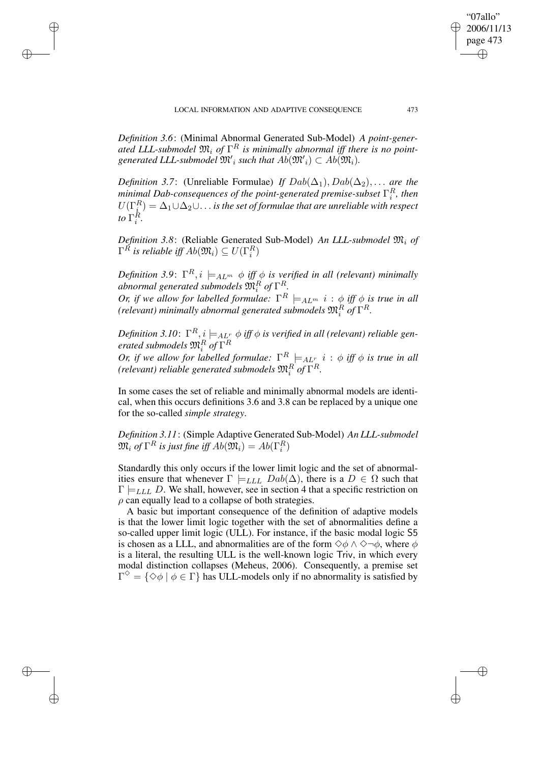*Definition 3.6*: (Minimal Abnormal Generated Sub-Model) *A point-generated LLL-submodel $\mathfrak{M}_i$ of $\Gamma^R$ is minimally abnormal iff there is no point-generated LLL-submodel $\mathfrak{M}'_i$ such that $Ab(\mathfrak{M}'_i) \subset Ab(\mathfrak{M}_i)$.*

*Definition 3.7*: (Unreliable Formulae) *If $Dab(\Delta_1), Dab(\Delta_2), \ldots$ are the minimal Dab-consequences of the point-generated premise-subset $\Gamma_i^R$, then $U(\Gamma_i^R) = \Delta_1 \cup \Delta_2 \cup \ldots$ is the set of formulae that are unreliable with respect to $\Gamma_i^R$.*

*Definition 3.8*: (Reliable Generated Sub-Model) *An LLL-submodel $\mathfrak{M}_i$ of $\Gamma^R$ is reliable iff $Ab(\mathfrak{M}_i) \subseteq U(\Gamma_i^R)$*

*Definition 3.9*: $\Gamma^R, i \models_{AL^m} \phi$ *iff $\phi$ is verified in all (relevant) minimally abnormal generated submodels $\mathfrak{M}_i^R$ of $\Gamma^R$.*
*Or, if we allow for labelled formulae: $\Gamma^R \models_{AL^m} i : \phi$ iff $\phi$ is true in all (relevant) minimally abnormal generated submodels $\mathfrak{M}_i^R$ of $\Gamma^R$.*

*Definition 3.10*: $\Gamma^R, i \models_{AL^r} \phi$ *iff $\phi$ is verified in all (relevant) reliable generated submodels $\mathfrak{M}_i^R$ of $\Gamma^R$*
*Or, if we allow for labelled formulae: $\Gamma^R \models_{AL^r} i : \phi$ iff $\phi$ is true in all (relevant) reliable generated submodels $\mathfrak{M}_i^R$ of $\Gamma^R$.*

In some cases the set of reliable and minimally abnormal models are identical, when this occurs definitions 3.6 and 3.8 can be replaced by a unique one for the so-called *simple strategy*.

*Definition 3.11*: (Simple Adaptive Generated Sub-Model) *An LLL-submodel $\mathfrak{M}_i$ of $\Gamma^R$ is just fine iff $Ab(\mathfrak{M}_i) = Ab(\Gamma_i^R)$*

Standardly this only occurs if the lower limit logic and the set of abnormalities ensure that whenever $\Gamma \models_{LLL} Dab(\Delta)$, there is a $D \in \Omega$ such that $\Gamma \models_{LLL} D$. We shall, however, see in section 4 that a specific restriction on $\rho$ can equally lead to a collapse of both strategies.

A basic but important consequence of the definition of adaptive models is that the lower limit logic together with the set of abnormalities define a so-called upper limit logic (ULL). For instance, if the basic modal logic S5 is chosen as a LLL, and abnormalities are of the form $\Diamond\phi \wedge \Diamond\neg\phi$, where $\phi$ is a literal, the resulting ULL is the well-known logic Triv, in which every modal distinction collapses (Meheus, 2006). Consequently, a premise set $\Gamma^\Diamond = \{\Diamond\phi \mid \phi \in \Gamma\}$ has ULL-models only if no abnormality is satisfied by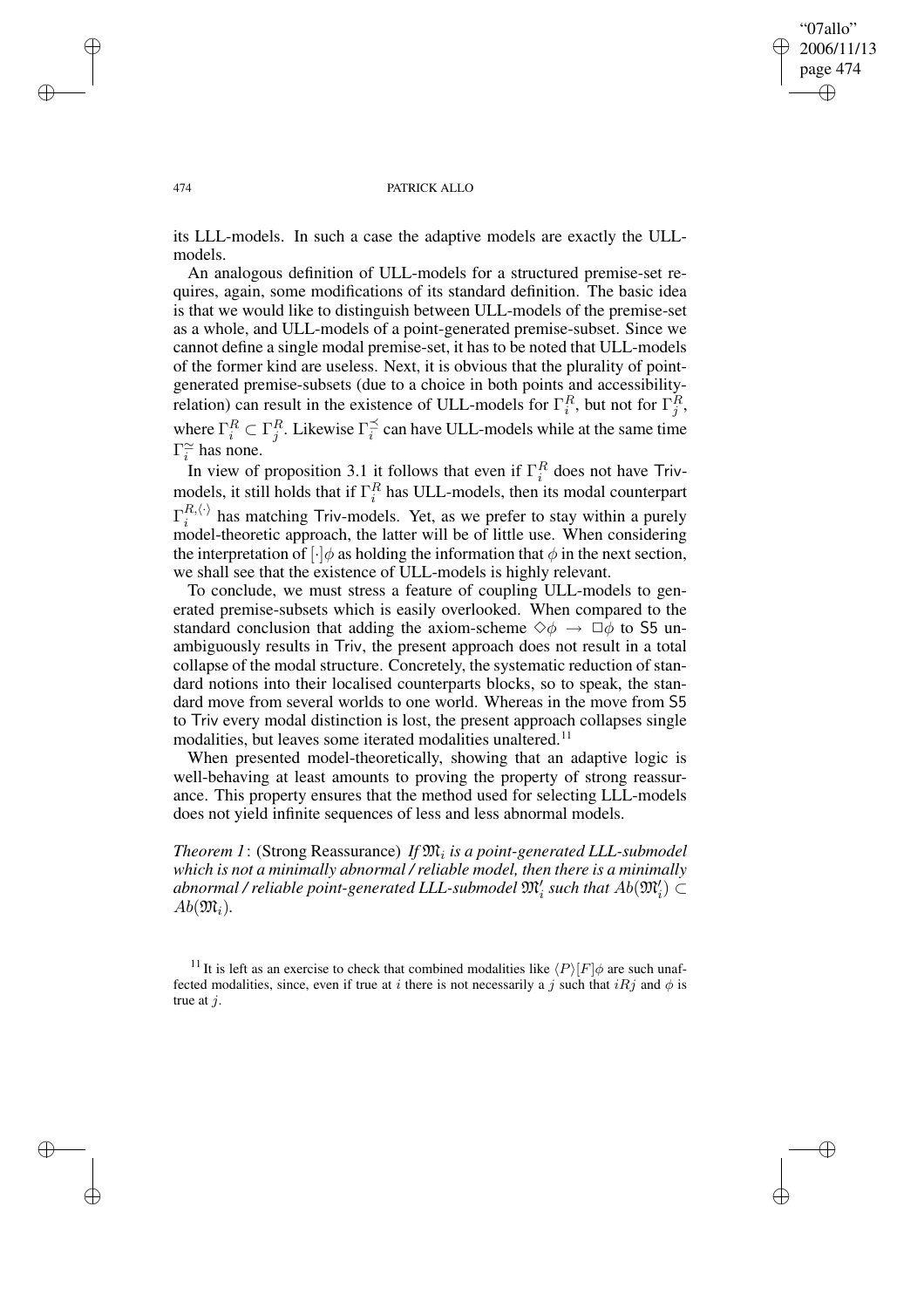its LLL-models. In such a case the adaptive models are exactly the ULL-models.

An analogous definition of ULL-models for a structured premise-set requires, again, some modifications of its standard definition. The basic idea is that we would like to distinguish between ULL-models of the premise-set as a whole, and ULL-models of a point-generated premise-subset. Since we cannot define a single modal premise-set, it has to be noted that ULL-models of the former kind are useless. Next, it is obvious that the plurality of point-generated premise-subsets (due to a choice in both points and accessibility-relation) can result in the existence of ULL-models for $\Gamma_i^R$, but not for $\Gamma_j^R$, where $\Gamma_i^R \subset \Gamma_j^R$. Likewise $\Gamma_i^{\preceq}$ can have ULL-models while at the same time $\Gamma_i^{\simeq}$ has none.

In view of proposition 3.1 it follows that even if $\Gamma_i^R$ does not have Triv-models, it still holds that if $\Gamma_i^R$ has ULL-models, then its modal counterpart $\Gamma_i^{R,\langle\cdot\rangle}$ has matching Triv-models. Yet, as we prefer to stay within a purely model-theoretic approach, the latter will be of little use. When considering the interpretation of $[\cdot]\phi$ as holding the information that $\phi$ in the next section, we shall see that the existence of ULL-models is highly relevant.

To conclude, we must stress a feature of coupling ULL-models to generated premise-subsets which is easily overlooked. When compared to the standard conclusion that adding the axiom-scheme $\Diamond\phi \rightarrow \Box\phi$ to S5 unambiguously results in Triv, the present approach does not result in a total collapse of the modal structure. Concretely, the systematic reduction of standard notions into their localised counterparts blocks, so to speak, the standard move from several worlds to one world. Whereas in the move from S5 to Triv every modal distinction is lost, the present approach collapses single modalities, but leaves some iterated modalities unaltered.[11]

When presented model-theoretically, showing that an adaptive logic is well-behaving at least amounts to proving the property of strong reassurance. This property ensures that the method used for selecting LLL-models does not yield infinite sequences of less and less abnormal models.

*Theorem 1*: (Strong Reassurance) *If $\mathfrak{M}_i$ is a point-generated LLL-submodel which is not a minimally abnormal / reliable model, then there is a minimally abnormal / reliable point-generated LLL-submodel $\mathfrak{M}'_i$ such that $Ab(\mathfrak{M}'_i) \subset Ab(\mathfrak{M}_i)$.*

[11] It is left as an exercise to check that combined modalities like $\langle P\rangle[F]\phi$ are such unaffected modalities, since, even if true at $i$ there is not necessarily a $j$ such that $iRj$ and $\phi$ is true at $j$.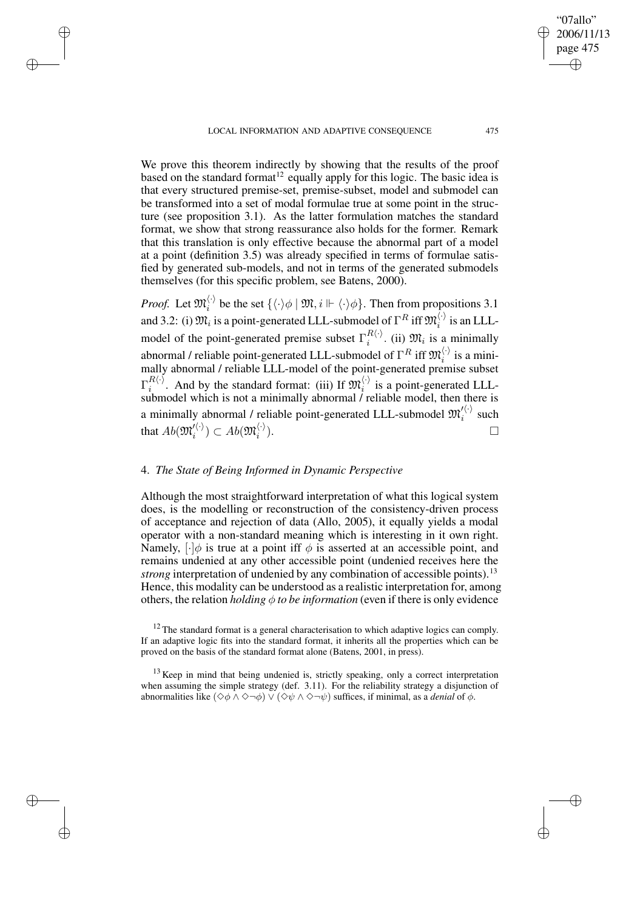We prove this theorem indirectly by showing that the results of the proof based on the standard format[12] equally apply for this logic. The basic idea is that every structured premise-set, premise-subset, model and submodel can be transformed into a set of modal formulae true at some point in the structure (see proposition 3.1). As the latter formulation matches the standard format, we show that strong reassurance also holds for the former. Remark that this translation is only effective because the abnormal part of a model at a point (definition 3.5) was already specified in terms of formulae satisfied by generated sub-models, and not in terms of the generated submodels themselves (for this specific problem, see Batens, 2000).

*Proof.* Let $\mathfrak{M}_i^{\langle\cdot\rangle}$ be the set $\{\langle\cdot\rangle\phi \mid \mathfrak{M}, i \Vdash \langle\cdot\rangle\phi\}$. Then from propositions 3.1 and 3.2: (i) $\mathfrak{M}_i$ is a point-generated LLL-submodel of $\Gamma^R$ iff $\mathfrak{M}_i^{\langle\cdot\rangle}$ is an LLL-model of the point-generated premise subset $\Gamma_i^{R\langle\cdot\rangle}$. (ii) $\mathfrak{M}_i$ is a minimally abnormal / reliable point-generated LLL-submodel of $\Gamma^R$ iff $\mathfrak{M}_i^{\langle\cdot\rangle}$ is a minimally abnormal / reliable LLL-model of the point-generated premise subset $\Gamma_i^{R\langle\cdot\rangle}$. And by the standard format: (iii) If $\mathfrak{M}_i^{\langle\cdot\rangle}$ is a point-generated LLL-submodel which is not a minimally abnormal / reliable model, then there is a minimally abnormal / reliable point-generated LLL-submodel $\mathfrak{M}_i'^{\langle\cdot\rangle}$ such that $Ab(\mathfrak{M}_i'^{\langle\cdot\rangle}) \subset Ab(\mathfrak{M}_i^{\langle\cdot\rangle})$. □

## 4. *The State of Being Informed in Dynamic Perspective*

Although the most straightforward interpretation of what this logical system does, is the modelling or reconstruction of the consistency-driven process of acceptance and rejection of data (Allo, 2005), it equally yields a modal operator with a non-standard meaning which is interesting in it own right. Namely, $[\cdot]\phi$ is true at a point iff $\phi$ is asserted at an accessible point, and remains undenied at any other accessible point (undenied receives here the *strong* interpretation of undenied by any combination of accessible points).[13] Hence, this modality can be understood as a realistic interpretation for, among others, the relation *holding $\phi$ to be information* (even if there is only evidence

[12] The standard format is a general characterisation to which adaptive logics can comply. If an adaptive logic fits into the standard format, it inherits all the properties which can be proved on the basis of the standard format alone (Batens, 2001, in press).

[13] Keep in mind that being undenied is, strictly speaking, only a correct interpretation when assuming the simple strategy (def. 3.11). For the reliability strategy a disjunction of abnormalities like $(\Diamond\phi \wedge \Diamond\neg\phi) \vee (\Diamond\psi \wedge \Diamond\neg\psi)$ suffices, if minimal, as a *denial* of $\phi$.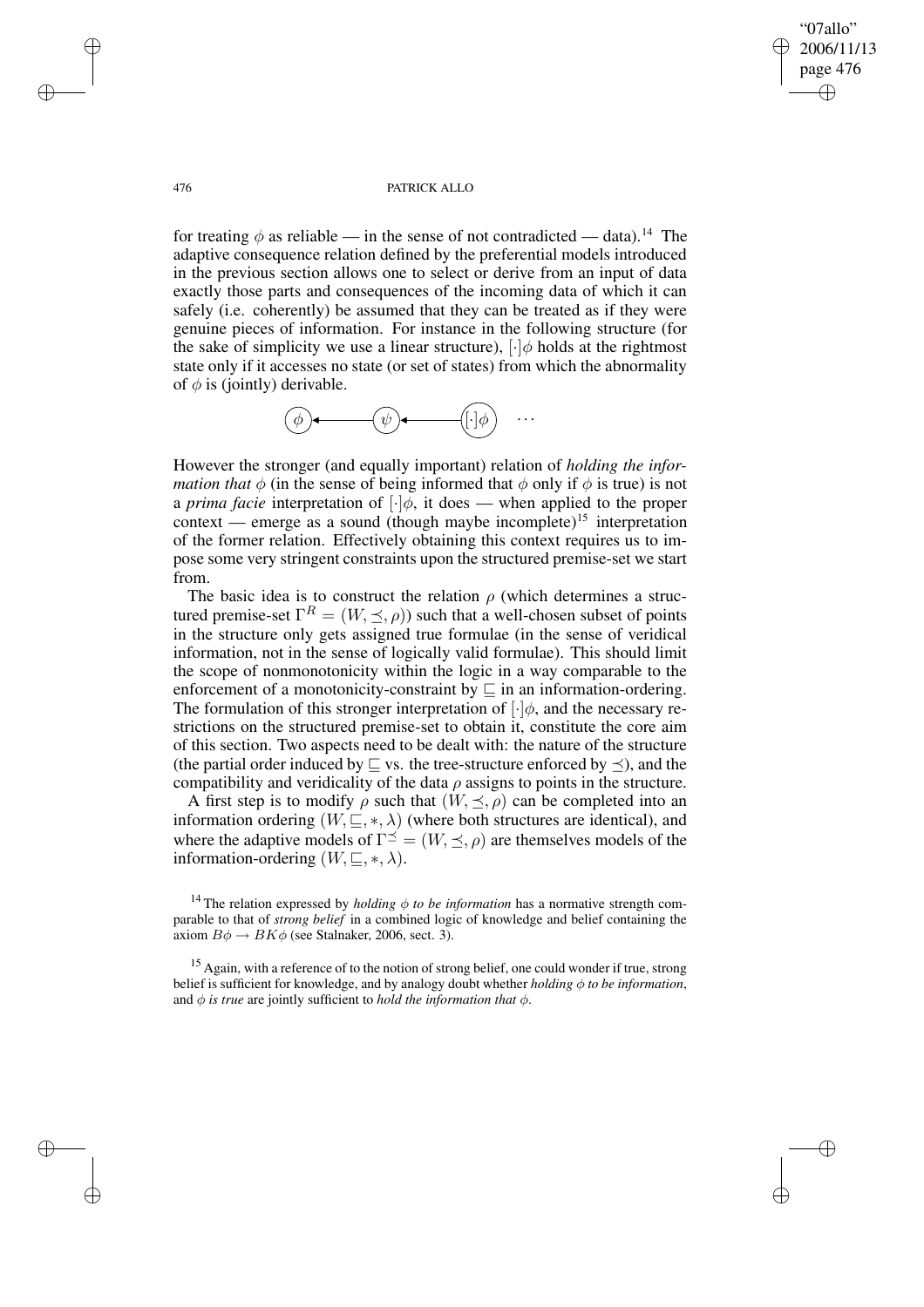for treating $\phi$ as reliable — in the sense of not contradicted — data).[14] The adaptive consequence relation defined by the preferential models introduced in the previous section allows one to select or derive from an input of data exactly those parts and consequences of the incoming data of which it can safely (i.e. coherently) be assumed that they can be treated as if they were genuine pieces of information. For instance in the following structure (for the sake of simplicity we use a linear structure), $[\cdot]\phi$ holds at the rightmost state only if it accesses no state (or set of states) from which the abnormality of $\phi$ is (jointly) derivable.

$$\phi \longleftarrow \psi \longleftarrow [\cdot]\phi \quad \cdots$$

However the stronger (and equally important) relation of *holding the information that* $\phi$ (in the sense of being informed that $\phi$ only if $\phi$ is true) is not a *prima facie* interpretation of $[\cdot]\phi$, it does — when applied to the proper context — emerge as a sound (though maybe incomplete)[15] interpretation of the former relation. Effectively obtaining this context requires us to impose some very stringent constraints upon the structured premise-set we start from.

The basic idea is to construct the relation $\rho$ (which determines a structured premise-set $\Gamma^R = (W, \preceq, \rho)$) such that a well-chosen subset of points in the structure only gets assigned true formulae (in the sense of veridical information, not in the sense of logically valid formulae). This should limit the scope of nonmonotonicity within the logic in a way comparable to the enforcement of a monotonicity-constraint by $\sqsubseteq$ in an information-ordering. The formulation of this stronger interpretation of $[\cdot]\phi$, and the necessary restrictions on the structured premise-set to obtain it, constitute the core aim of this section. Two aspects need to be dealt with: the nature of the structure (the partial order induced by $\sqsubseteq$ vs. the tree-structure enforced by $\preceq$), and the compatibility and veridicality of the data $\rho$ assigns to points in the structure.

A first step is to modify $\rho$ such that $(W, \preceq, \rho)$ can be completed into an information ordering $(W, \sqsubseteq, *, \lambda)$ (where both structures are identical), and where the adaptive models of $\Gamma^{\preceq} = (W, \preceq, \rho)$ are themselves models of the information-ordering $(W, \sqsubseteq, *, \lambda)$.

[14] The relation expressed by *holding* $\phi$ *to be information* has a normative strength comparable to that of *strong belief* in a combined logic of knowledge and belief containing the axiom $B\phi \rightarrow BK\phi$ (see Stalnaker, 2006, sect. 3).

[15] Again, with a reference of to the notion of strong belief, one could wonder if true, strong belief is sufficient for knowledge, and by analogy doubt whether *holding* $\phi$ *to be information*, and $\phi$ *is true* are jointly sufficient to *hold the information that* $\phi$.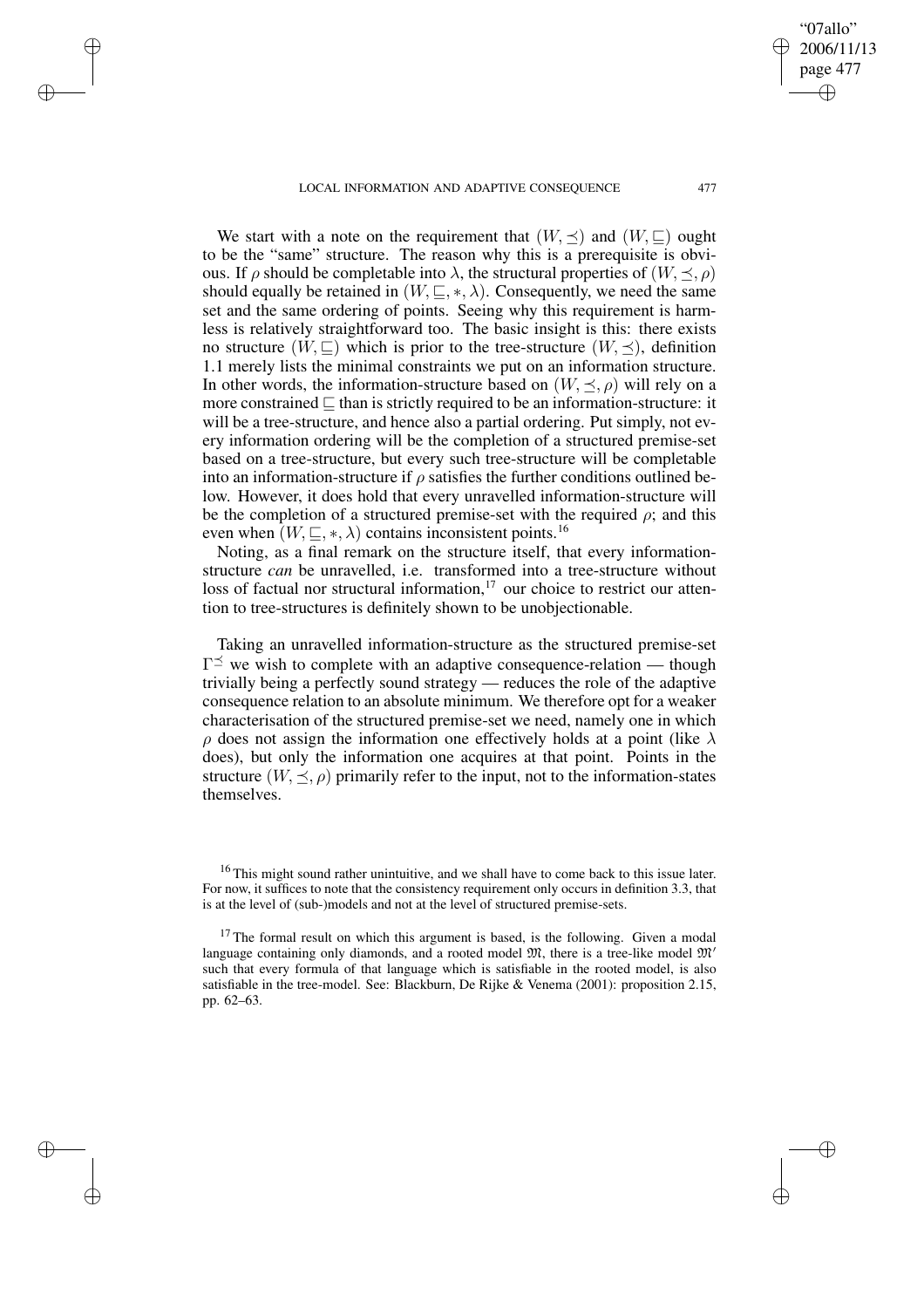We start with a note on the requirement that $(W, \preceq)$ and $(W, \sqsubseteq)$ ought to be the "same" structure. The reason why this is a prerequisite is obvious. If $\rho$ should be completable into $\lambda$, the structural properties of $(W, \preceq, \rho)$ should equally be retained in $(W, \sqsubseteq, *, \lambda)$. Consequently, we need the same set and the same ordering of points. Seeing why this requirement is harmless is relatively straightforward too. The basic insight is this: there exists no structure $(W, \sqsubseteq)$ which is prior to the tree-structure $(W, \preceq)$, definition 1.1 merely lists the minimal constraints we put on an information structure. In other words, the information-structure based on $(W, \preceq, \rho)$ will rely on a more constrained $\sqsubseteq$ than is strictly required to be an information-structure: it will be a tree-structure, and hence also a partial ordering. Put simply, not every information ordering will be the completion of a structured premise-set based on a tree-structure, but every such tree-structure will be completable into an information-structure if $\rho$ satisfies the further conditions outlined below. However, it does hold that every unravelled information-structure will be the completion of a structured premise-set with the required $\rho$; and this even when $(W, \sqsubseteq, *, \lambda)$ contains inconsistent points.[16]

Noting, as a final remark on the structure itself, that every information-structure *can* be unravelled, i.e. transformed into a tree-structure without loss of factual nor structural information,[17] our choice to restrict our attention to tree-structures is definitely shown to be unobjectionable.

Taking an unravelled information-structure as the structured premise-set $\Gamma^{\preceq}$ we wish to complete with an adaptive consequence-relation — though trivially being a perfectly sound strategy — reduces the role of the adaptive consequence relation to an absolute minimum. We therefore opt for a weaker characterisation of the structured premise-set we need, namely one in which $\rho$ does not assign the information one effectively holds at a point (like $\lambda$ does), but only the information one acquires at that point. Points in the structure $(W, \preceq, \rho)$ primarily refer to the input, not to the information-states themselves.

[16] This might sound rather unintuitive, and we shall have to come back to this issue later. For now, it suffices to note that the consistency requirement only occurs in definition 3.3, that is at the level of (sub-)models and not at the level of structured premise-sets.

[17] The formal result on which this argument is based, is the following. Given a modal language containing only diamonds, and a rooted model $\mathfrak{M}$, there is a tree-like model $\mathfrak{M}'$ such that every formula of that language which is satisfiable in the rooted model, is also satisfiable in the tree-model. See: Blackburn, De Rijke & Venema (2001): proposition 2.15, pp. 62–63.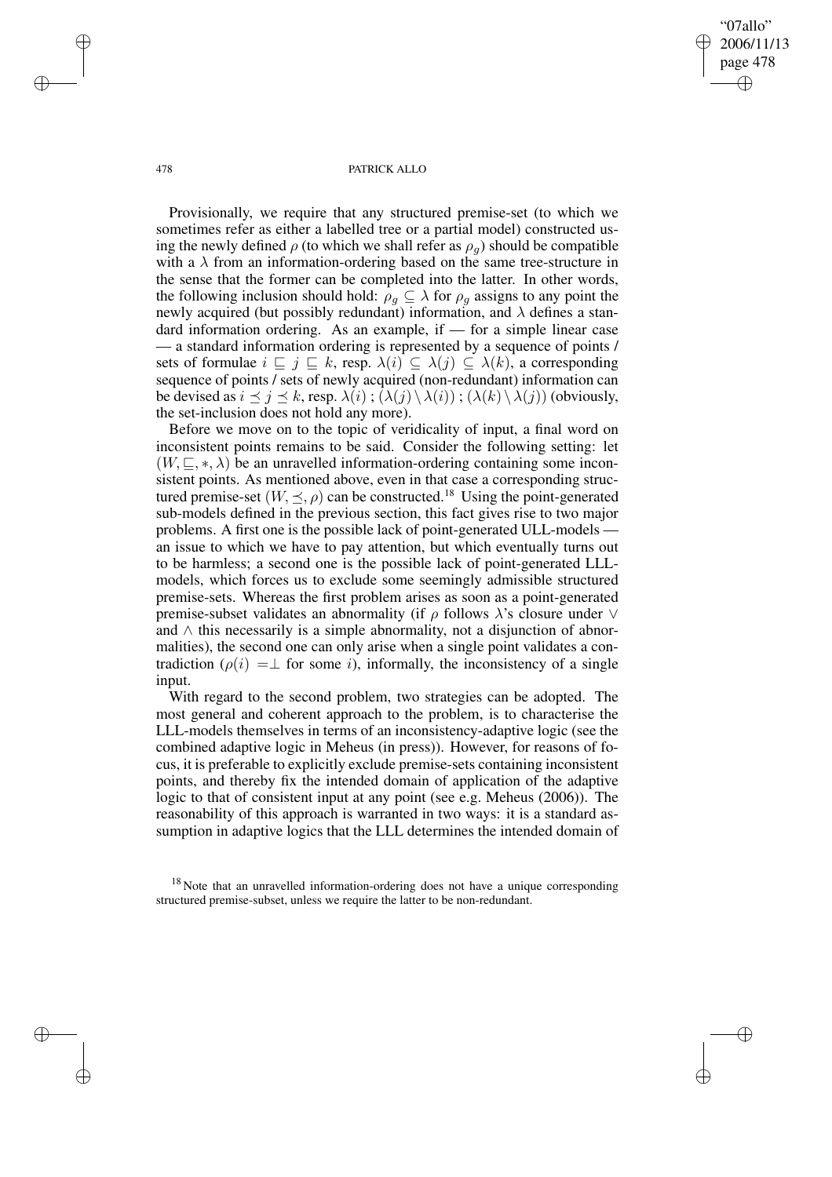Provisionally, we require that any structured premise-set (to which we sometimes refer as either a labelled tree or a partial model) constructed using the newly defined $\rho$ (to which we shall refer as $\rho_g$) should be compatible with a $\lambda$ from an information-ordering based on the same tree-structure in the sense that the former can be completed into the latter. In other words, the following inclusion should hold: $\rho_g \subseteq \lambda$ for $\rho_g$ assigns to any point the newly acquired (but possibly redundant) information, and $\lambda$ defines a standard information ordering. As an example, if — for a simple linear case — a standard information ordering is represented by a sequence of points / sets of formulae $i \sqsubseteq j \sqsubseteq k$, resp. $\lambda(i) \subseteq \lambda(j) \subseteq \lambda(k)$, a corresponding sequence of points / sets of newly acquired (non-redundant) information can be devised as $i \preceq j \preceq k$, resp. $\lambda(i)$ ; $(\lambda(j) \setminus \lambda(i))$ ; $(\lambda(k) \setminus \lambda(j))$ (obviously, the set-inclusion does not hold any more).

Before we move on to the topic of veridicality of input, a final word on inconsistent points remains to be said. Consider the following setting: let $(W, \sqsubseteq, *, \lambda)$ be an unravelled information-ordering containing some inconsistent points. As mentioned above, even in that case a corresponding structured premise-set $(W, \preceq, \rho)$ can be constructed.[18] Using the point-generated sub-models defined in the previous section, this fact gives rise to two major problems. A first one is the possible lack of point-generated ULL-models — an issue to which we have to pay attention, but which eventually turns out to be harmless; a second one is the possible lack of point-generated LLL-models, which forces us to exclude some seemingly admissible structured premise-sets. Whereas the first problem arises as soon as a point-generated premise-subset validates an abnormality (if $\rho$ follows $\lambda$'s closure under $\vee$ and $\wedge$ this necessarily is a simple abnormality, not a disjunction of abnormalities), the second one can only arise when a single point validates a contradiction ($\rho(i) = \perp$ for some $i$), informally, the inconsistency of a single input.

With regard to the second problem, two strategies can be adopted. The most general and coherent approach to the problem, is to characterise the LLL-models themselves in terms of an inconsistency-adaptive logic (see the combined adaptive logic in Meheus (in press)). However, for reasons of focus, it is preferable to explicitly exclude premise-sets containing inconsistent points, and thereby fix the intended domain of application of the adaptive logic to that of consistent input at any point (see e.g. Meheus (2006)). The reasonability of this approach is warranted in two ways: it is a standard assumption in adaptive logics that the LLL determines the intended domain of

[18] Note that an unravelled information-ordering does not have a unique corresponding structured premise-subset, unless we require the latter to be non-redundant.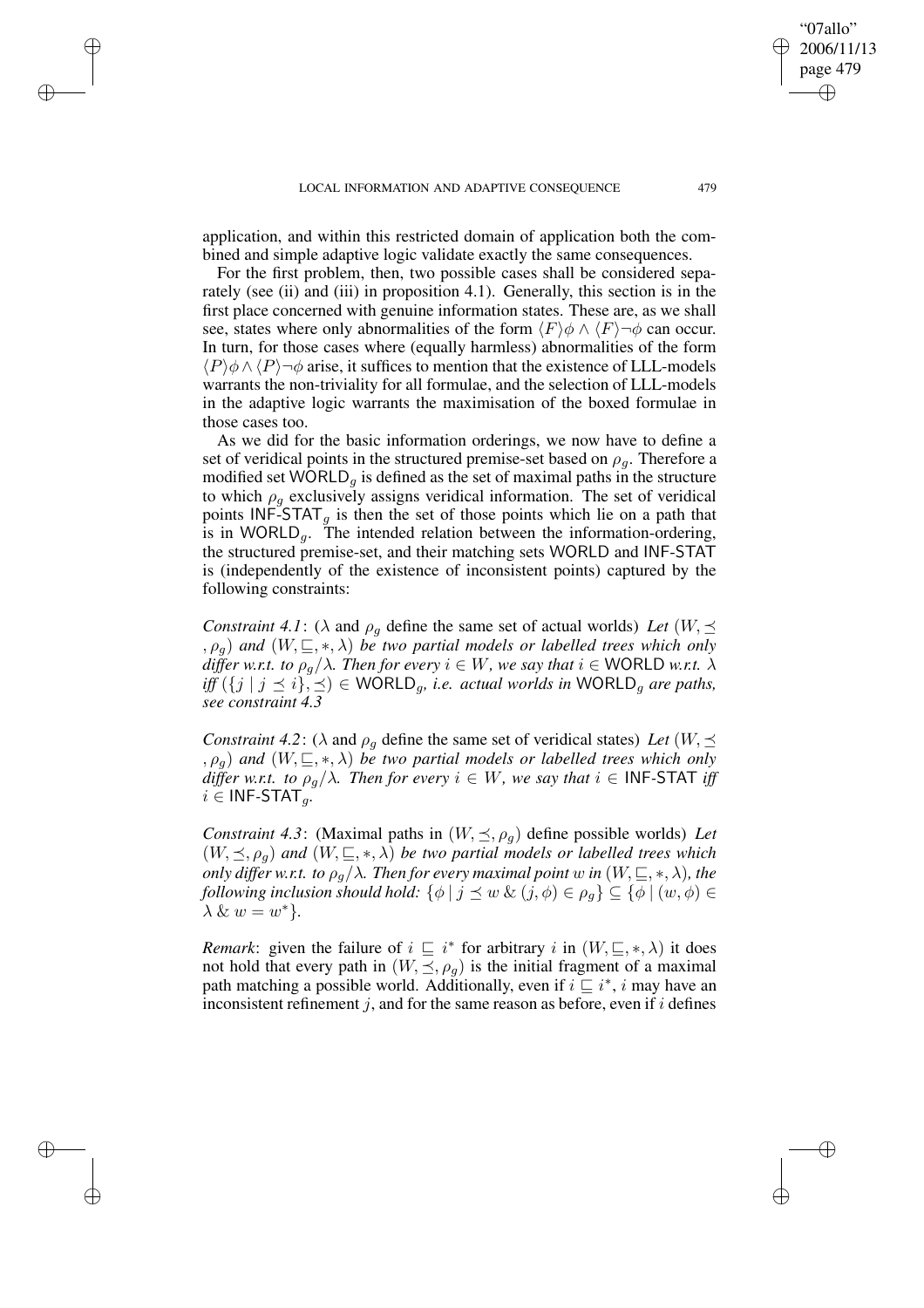application, and within this restricted domain of application both the combined and simple adaptive logic validate exactly the same consequences.

For the first problem, then, two possible cases shall be considered separately (see (ii) and (iii) in proposition 4.1). Generally, this section is in the first place concerned with genuine information states. These are, as we shall see, states where only abnormalities of the form $\langle F\rangle\phi \wedge \langle F\rangle\neg\phi$ can occur. In turn, for those cases where (equally harmless) abnormalities of the form $\langle P\rangle\phi \wedge \langle P\rangle\neg\phi$ arise, it suffices to mention that the existence of LLL-models warrants the non-triviality for all formulae, and the selection of LLL-models in the adaptive logic warrants the maximisation of the boxed formulae in those cases too.

As we did for the basic information orderings, we now have to define a set of veridical points in the structured premise-set based on $\rho_g$. Therefore a modified set $\mathsf{WORLD}_g$ is defined as the set of maximal paths in the structure to which $\rho_g$ exclusively assigns veridical information. The set of veridical points $\mathsf{INF\text{-}STAT}_g$ is then the set of those points which lie on a path that is in $\mathsf{WORLD}_g$. The intended relation between the information-ordering, the structured premise-set, and their matching sets $\mathsf{WORLD}$ and $\mathsf{INF\text{-}STAT}$ is (independently of the existence of inconsistent points) captured by the following constraints:

*Constraint 4.1*: ($\lambda$ and $\rho_g$ define the same set of actual worlds) *Let* $(W, \preceq, \rho_g)$ *and* $(W, \sqsubseteq, *, \lambda)$ *be two partial models or labelled trees which only differ w.r.t. to* $\rho_g/\lambda$*. Then for every* $i \in W$*, we say that* $i \in \mathsf{WORLD}$ *w.r.t.* $\lambda$ *iff* $(\{j \mid j \preceq i\}, \preceq) \in \mathsf{WORLD}_g$*, i.e. actual worlds in* $\mathsf{WORLD}_g$ *are paths, see constraint 4.3*

*Constraint 4.2*: ($\lambda$ and $\rho_g$ define the same set of veridical states) *Let* $(W, \preceq, \rho_g)$ *and* $(W, \sqsubseteq, *, \lambda)$ *be two partial models or labelled trees which only differ w.r.t. to* $\rho_g/\lambda$*. Then for every* $i \in W$*, we say that* $i \in \mathsf{INF\text{-}STAT}$ *iff* $i \in \mathsf{INF\text{-}STAT}_g$*.*

*Constraint 4.3*: (Maximal paths in $(W, \preceq, \rho_g)$ define possible worlds) *Let* $(W, \preceq, \rho_g)$ *and* $(W, \sqsubseteq, *, \lambda)$ *be two partial models or labelled trees which only differ w.r.t. to* $\rho_g/\lambda$*. Then for every maximal point* $w$ *in* $(W, \sqsubseteq, *, \lambda)$*, the following inclusion should hold:* $\{\phi \mid j \preceq w \;\&\; (j, \phi) \in \rho_g\} \subseteq \{\phi \mid (w, \phi) \in \lambda \;\&\; w = w^*\}$*.*

*Remark*: given the failure of $i \sqsubseteq i^*$ for arbitrary $i$ in $(W, \sqsubseteq, *, \lambda)$ it does not hold that every path in $(W, \preceq, \rho_g)$ is the initial fragment of a maximal path matching a possible world. Additionally, even if $i \sqsubseteq i^*$, $i$ may have an inconsistent refinement $j$, and for the same reason as before, even if $i$ defines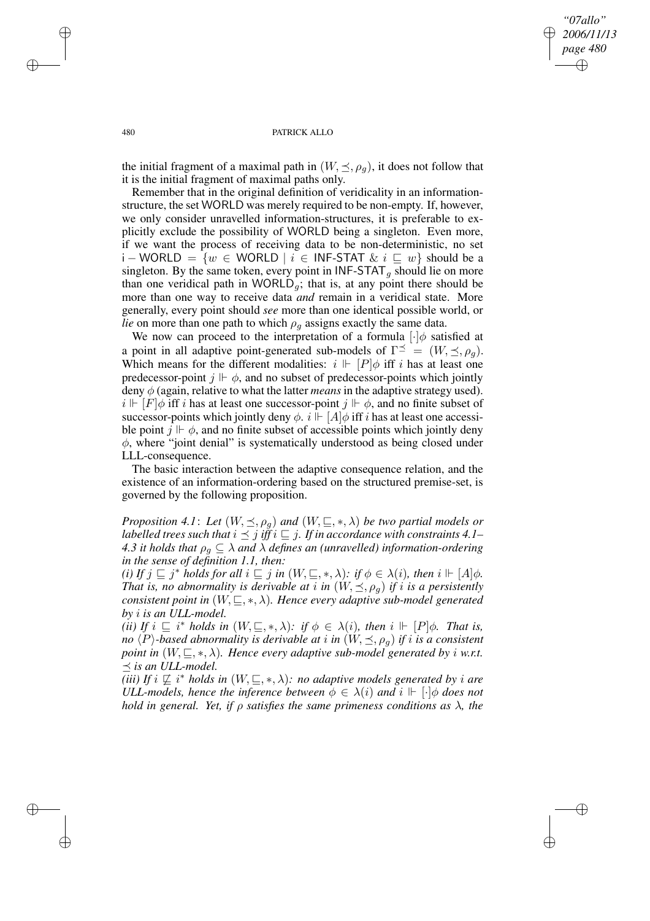the initial fragment of a maximal path in $(W, \preceq, \rho_g)$, it does not follow that it is the initial fragment of maximal paths only.

Remember that in the original definition of veridicality in an information-structure, the set WORLD was merely required to be non-empty. If, however, we only consider unravelled information-structures, it is preferable to explicitly exclude the possibility of WORLD being a singleton. Even more, if we want the process of receiving data to be non-deterministic, no set $\mathsf{i-WORLD} = \{w \in \mathsf{WORLD} \mid i \in \mathsf{INF\text{-}STAT} \;\&\; i \sqsubseteq w\}$ should be a singleton. By the same token, every point in $\mathsf{INF\text{-}STAT}_g$ should lie on more than one veridical path in $\mathsf{WORLD}_g$; that is, at any point there should be more than one way to receive data *and* remain in a veridical state. More generally, every point should *see* more than one identical possible world, or *lie* on more than one path to which $\rho_g$ assigns exactly the same data.

We now can proceed to the interpretation of a formula $[\cdot]\phi$ satisfied at a point in all adaptive point-generated sub-models of $\Gamma^{\preceq} = (W, \preceq, \rho_g)$. Which means for the different modalities: $i \Vdash [P]\phi$ iff $i$ has at least one predecessor-point $j \Vdash \phi$, and no subset of predecessor-points which jointly deny $\phi$ (again, relative to what the latter *means* in the adaptive strategy used). $i \Vdash [F]\phi$ iff $i$ has at least one successor-point $j \Vdash \phi$, and no finite subset of successor-points which jointly deny $\phi$. $i \Vdash [A]\phi$ iff $i$ has at least one accessible point $j \Vdash \phi$, and no finite subset of accessible points which jointly deny $\phi$, where "joint denial" is systematically understood as being closed under LLL-consequence.

The basic interaction between the adaptive consequence relation, and the existence of an information-ordering based on the structured premise-set, is governed by the following proposition.

*Proposition 4.1*: *Let $(W, \preceq, \rho_g)$ and $(W, \sqsubseteq, *, \lambda)$ be two partial models or labelled trees such that $i \preceq j$ iff $i \sqsubseteq j$. If in accordance with constraints 4.1–4.3 it holds that $\rho_g \subseteq \lambda$ and $\lambda$ defines an (unravelled) information-ordering in the sense of definition 1.1, then:*

*(i) If $j \sqsubseteq j^*$ holds for all $i \sqsubseteq j$ in $(W, \sqsubseteq, *, \lambda)$: if $\phi \in \lambda(i)$, then $i \Vdash [A]\phi$. That is, no abnormality is derivable at $i$ in $(W, \preceq, \rho_g)$ if $i$ is a persistently consistent point in $(W, \sqsubseteq, *, \lambda)$. Hence every adaptive sub-model generated by $i$ is an ULL-model.*

*(ii) If $i \sqsubseteq i^*$ holds in $(W, \sqsubseteq, *, \lambda)$: if $\phi \in \lambda(i)$, then $i \Vdash [P]\phi$. That is, no $\langle P \rangle$-based abnormality is derivable at $i$ in $(W, \preceq, \rho_g)$ if $i$ is a consistent point in $(W, \sqsubseteq, *, \lambda)$. Hence every adaptive sub-model generated by $i$ w.r.t. $\preceq$ is an ULL-model.*

*(iii) If $i \not\sqsubseteq i^*$ holds in $(W, \sqsubseteq, *, \lambda)$: no adaptive models generated by $i$ are ULL-models, hence the inference between $\phi \in \lambda(i)$ and $i \Vdash [\cdot]\phi$ does not hold in general. Yet, if $\rho$ satisfies the same primeness conditions as $\lambda$, the*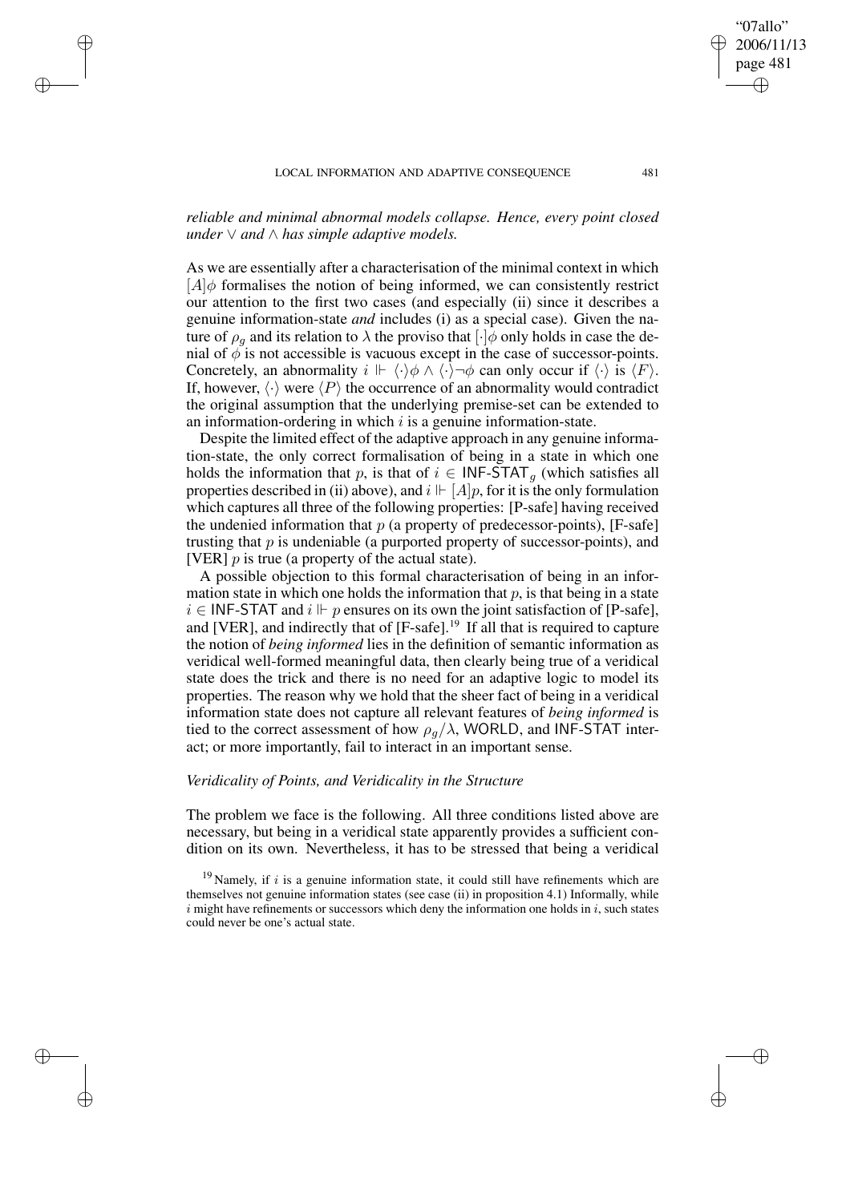*reliable and minimal abnormal models collapse. Hence, every point closed under $\vee$ and $\wedge$ has simple adaptive models.*

As we are essentially after a characterisation of the minimal context in which $[A]\phi$ formalises the notion of being informed, we can consistently restrict our attention to the first two cases (and especially (ii) since it describes a genuine information-state *and* includes (i) as a special case). Given the nature of $\rho_g$ and its relation to $\lambda$ the proviso that $[\cdot]\phi$ only holds in case the denial of $\phi$ is not accessible is vacuous except in the case of successor-points. Concretely, an abnormality $i \Vdash \langle\cdot\rangle\phi \wedge \langle\cdot\rangle\neg\phi$ can only occur if $\langle\cdot\rangle$ is $\langle F\rangle$. If, however, $\langle\cdot\rangle$ were $\langle P\rangle$ the occurrence of an abnormality would contradict the original assumption that the underlying premise-set can be extended to an information-ordering in which $i$ is a genuine information-state.

Despite the limited effect of the adaptive approach in any genuine information-state, the only correct formalisation of being in a state in which one holds the information that $p$, is that of $i \in \mathsf{INF\text{-}STAT}_g$ (which satisfies all properties described in (ii) above), and $i \Vdash [A]p$, for it is the only formulation which captures all three of the following properties: [P-safe] having received the undenied information that $p$ (a property of predecessor-points), [F-safe] trusting that $p$ is undeniable (a purported property of successor-points), and [VER] $p$ is true (a property of the actual state).

A possible objection to this formal characterisation of being in an information state in which one holds the information that $p$, is that being in a state $i \in \mathsf{INF\text{-}STAT}$ and $i \Vdash p$ ensures on its own the joint satisfaction of [P-safe], and [VER], and indirectly that of [F-safe].[19] If all that is required to capture the notion of *being informed* lies in the definition of semantic information as veridical well-formed meaningful data, then clearly being true of a veridical state does the trick and there is no need for an adaptive logic to model its properties. The reason why we hold that the sheer fact of being in a veridical information state does not capture all relevant features of *being informed* is tied to the correct assessment of how $\rho_g/\lambda$, WORLD, and INF-STAT interact; or more importantly, fail to interact in an important sense.

### *Veridicality of Points, and Veridicality in the Structure*

The problem we face is the following. All three conditions listed above are necessary, but being in a veridical state apparently provides a sufficient condition on its own. Nevertheless, it has to be stressed that being a veridical

[19] Namely, if $i$ is a genuine information state, it could still have refinements which are themselves not genuine information states (see case (ii) in proposition 4.1) Informally, while $i$ might have refinements or successors which deny the information one holds in $i$, such states could never be one's actual state.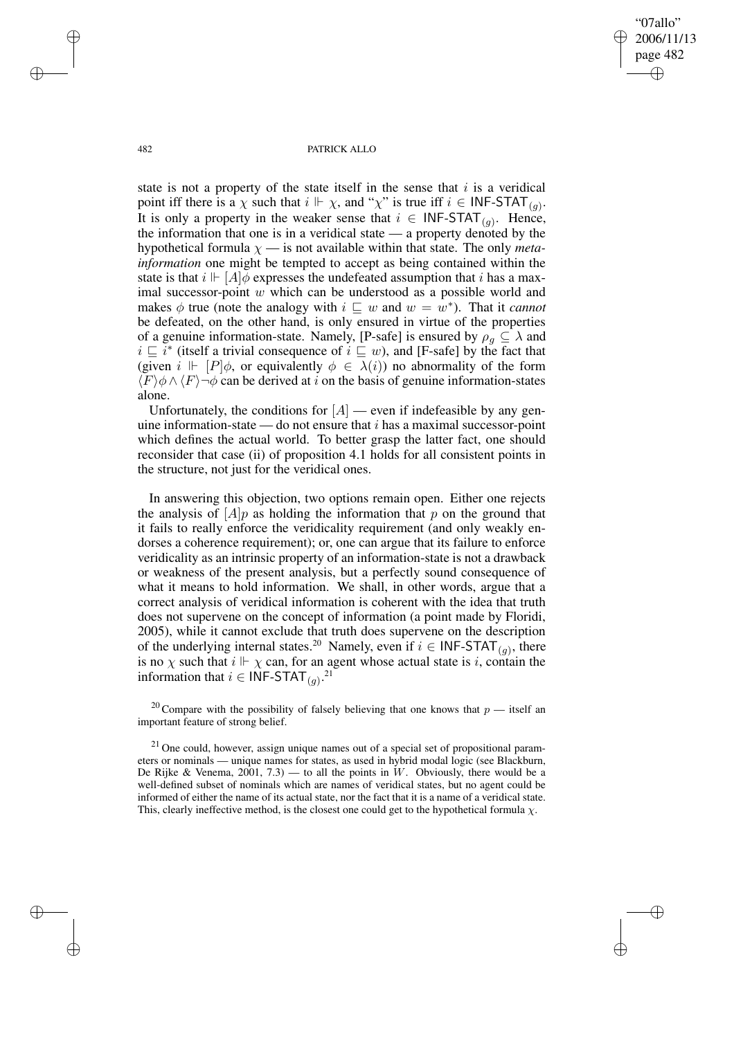state is not a property of the state itself in the sense that $i$ is a veridical point iff there is a $\chi$ such that $i \Vdash \chi$, and "$\chi$" is true iff $i \in \mathsf{INF\text{-}STAT}_{(g)}$. It is only a property in the weaker sense that $i \in \mathsf{INF\text{-}STAT}_{(g)}$. Hence, the information that one is in a veridical state — a property denoted by the hypothetical formula $\chi$ — is not available within that state. The only *meta-information* one might be tempted to accept as being contained within the state is that $i \Vdash [A]\phi$ expresses the undefeated assumption that $i$ has a maximal successor-point $w$ which can be understood as a possible world and makes $\phi$ true (note the analogy with $i \sqsubseteq w$ and $w = w^*$). That it *cannot* be defeated, on the other hand, is only ensured in virtue of the properties of a genuine information-state. Namely, [P-safe] is ensured by $\rho_g \subseteq \lambda$ and $i \sqsubseteq i^*$ (itself a trivial consequence of $i \sqsubseteq w$), and [F-safe] by the fact that (given $i \Vdash [P]\phi$, or equivalently $\phi \in \lambda(i)$) no abnormality of the form $\langle F\rangle\phi \wedge \langle F\rangle\neg\phi$ can be derived at $i$ on the basis of genuine information-states alone.

Unfortunately, the conditions for $[A]$ — even if indefeasible by any genuine information-state — do not ensure that $i$ has a maximal successor-point which defines the actual world. To better grasp the latter fact, one should reconsider that case (ii) of proposition 4.1 holds for all consistent points in the structure, not just for the veridical ones.

In answering this objection, two options remain open. Either one rejects the analysis of $[A]p$ as holding the information that $p$ on the ground that it fails to really enforce the veridicality requirement (and only weakly endorses a coherence requirement); or, one can argue that its failure to enforce veridicality as an intrinsic property of an information-state is not a drawback or weakness of the present analysis, but a perfectly sound consequence of what it means to hold information. We shall, in other words, argue that a correct analysis of veridical information is coherent with the idea that truth does not supervene on the concept of information (a point made by Floridi, 2005), while it cannot exclude that truth does supervene on the description of the underlying internal states.[20] Namely, even if $i \in \mathsf{INF\text{-}STAT}_{(g)}$, there is no $\chi$ such that $i \Vdash \chi$ can, for an agent whose actual state is $i$, contain the information that $i \in \mathsf{INF\text{-}STAT}_{(g)}$.[21]

[20] Compare with the possibility of falsely believing that one knows that $p$ — itself an important feature of strong belief.

[21] One could, however, assign unique names out of a special set of propositional parameters or nominals — unique names for states, as used in hybrid modal logic (see Blackburn, De Rijke & Venema, 2001, 7.3) — to all the points in $W$. Obviously, there would be a well-defined subset of nominals which are names of veridical states, but no agent could be informed of either the name of its actual state, nor the fact that it is a name of a veridical state. This, clearly ineffective method, is the closest one could get to the hypothetical formula $\chi$.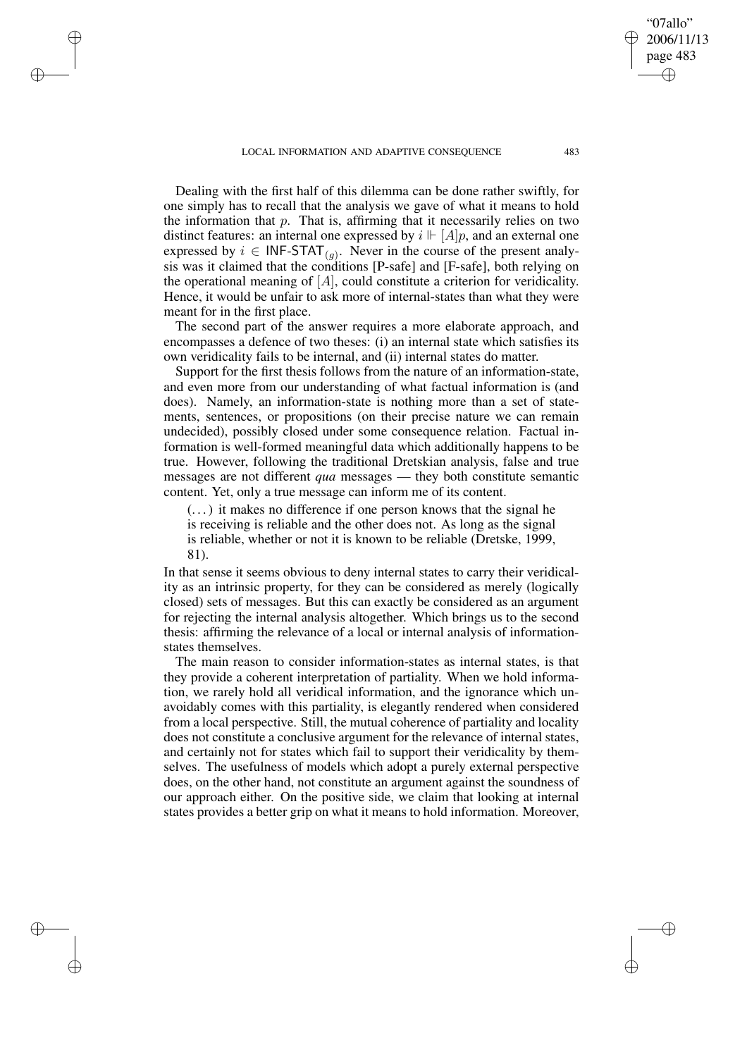Dealing with the first half of this dilemma can be done rather swiftly, for one simply has to recall that the analysis we gave of what it means to hold the information that $p$. That is, affirming that it necessarily relies on two distinct features: an internal one expressed by $i \Vdash [A]p$, and an external one expressed by $i \in \mathsf{INF\text{-}STAT}_{(g)}$. Never in the course of the present analysis was it claimed that the conditions [P-safe] and [F-safe], both relying on the operational meaning of $[A]$, could constitute a criterion for veridicality. Hence, it would be unfair to ask more of internal-states than what they were meant for in the first place.

The second part of the answer requires a more elaborate approach, and encompasses a defence of two theses: (i) an internal state which satisfies its own veridicality fails to be internal, and (ii) internal states do matter.

Support for the first thesis follows from the nature of an information-state, and even more from our understanding of what factual information is (and does). Namely, an information-state is nothing more than a set of statements, sentences, or propositions (on their precise nature we can remain undecided), possibly closed under some consequence relation. Factual information is well-formed meaningful data which additionally happens to be true. However, following the traditional Dretskian analysis, false and true messages are not different *qua* messages — they both constitute semantic content. Yet, only a true message can inform me of its content.

> (...) it makes no difference if one person knows that the signal he is receiving is reliable and the other does not. As long as the signal is reliable, whether or not it is known to be reliable (Dretske, 1999, 81).

In that sense it seems obvious to deny internal states to carry their veridicality as an intrinsic property, for they can be considered as merely (logically closed) sets of messages. But this can exactly be considered as an argument for rejecting the internal analysis altogether. Which brings us to the second thesis: affirming the relevance of a local or internal analysis of information-states themselves.

The main reason to consider information-states as internal states, is that they provide a coherent interpretation of partiality. When we hold information, we rarely hold all veridical information, and the ignorance which unavoidably comes with this partiality, is elegantly rendered when considered from a local perspective. Still, the mutual coherence of partiality and locality does not constitute a conclusive argument for the relevance of internal states, and certainly not for states which fail to support their veridicality by themselves. The usefulness of models which adopt a purely external perspective does, on the other hand, not constitute an argument against the soundness of our approach either. On the positive side, we claim that looking at internal states provides a better grip on what it means to hold information. Moreover,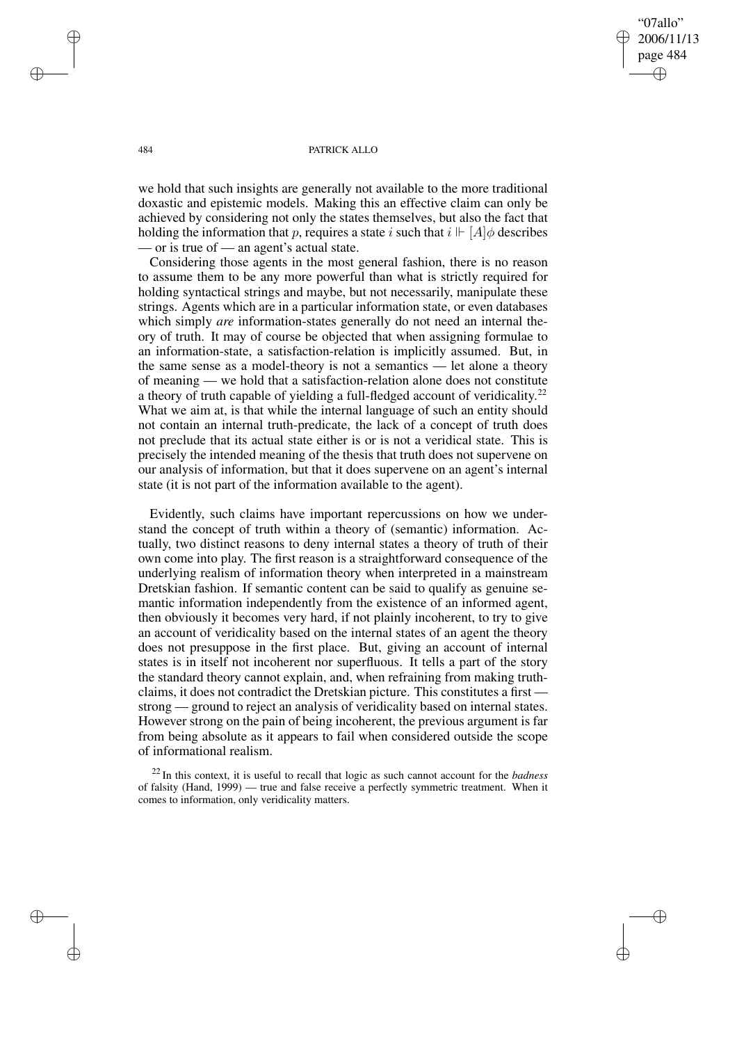we hold that such insights are generally not available to the more traditional doxastic and epistemic models. Making this an effective claim can only be achieved by considering not only the states themselves, but also the fact that holding the information that $p$, requires a state $i$ such that $i \Vdash [A]\phi$ describes — or is true of — an agent's actual state.

Considering those agents in the most general fashion, there is no reason to assume them to be any more powerful than what is strictly required for holding syntactical strings and maybe, but not necessarily, manipulate these strings. Agents which are in a particular information state, or even databases which simply *are* information-states generally do not need an internal theory of truth. It may of course be objected that when assigning formulae to an information-state, a satisfaction-relation is implicitly assumed. But, in the same sense as a model-theory is not a semantics — let alone a theory of meaning — we hold that a satisfaction-relation alone does not constitute a theory of truth capable of yielding a full-fledged account of veridicality.[22] What we aim at, is that while the internal language of such an entity should not contain an internal truth-predicate, the lack of a concept of truth does not preclude that its actual state either is or is not a veridical state. This is precisely the intended meaning of the thesis that truth does not supervene on our analysis of information, but that it does supervene on an agent's internal state (it is not part of the information available to the agent).

Evidently, such claims have important repercussions on how we understand the concept of truth within a theory of (semantic) information. Actually, two distinct reasons to deny internal states a theory of truth of their own come into play. The first reason is a straightforward consequence of the underlying realism of information theory when interpreted in a mainstream Dretskian fashion. If semantic content can be said to qualify as genuine semantic information independently from the existence of an informed agent, then obviously it becomes very hard, if not plainly incoherent, to try to give an account of veridicality based on the internal states of an agent the theory does not presuppose in the first place. But, giving an account of internal states is in itself not incoherent nor superfluous. It tells a part of the story the standard theory cannot explain, and, when refraining from making truth-claims, it does not contradict the Dretskian picture. This constitutes a first — strong — ground to reject an analysis of veridicality based on internal states. However strong on the pain of being incoherent, the previous argument is far from being absolute as it appears to fail when considered outside the scope of informational realism.

[22] In this context, it is useful to recall that logic as such cannot account for the *badness* of falsity (Hand, 1999) — true and false receive a perfectly symmetric treatment. When it comes to information, only veridicality matters.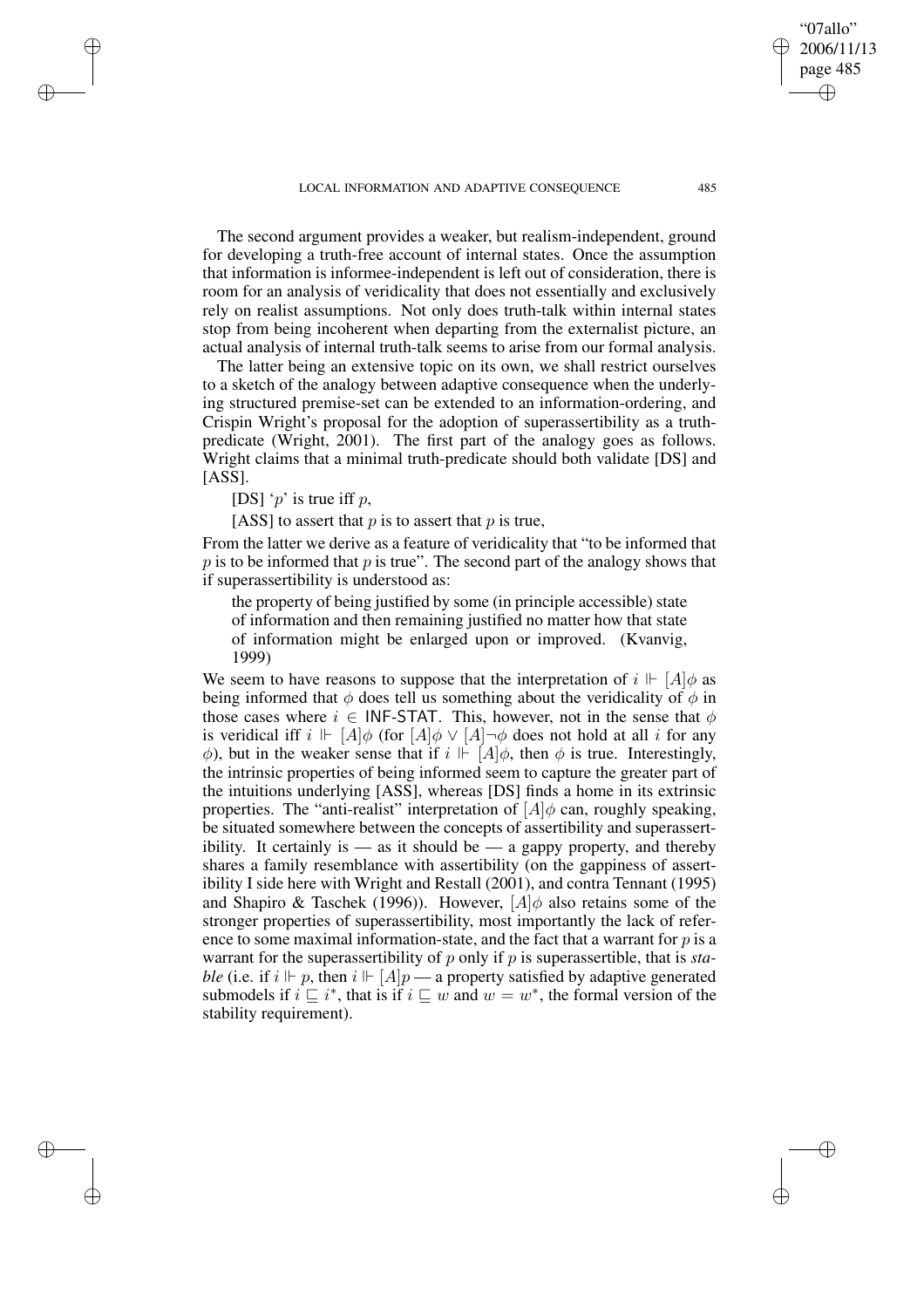The second argument provides a weaker, but realism-independent, ground for developing a truth-free account of internal states. Once the assumption that information is informee-independent is left out of consideration, there is room for an analysis of veridicality that does not essentially and exclusively rely on realist assumptions. Not only does truth-talk within internal states stop from being incoherent when departing from the externalist picture, an actual analysis of internal truth-talk seems to arise from our formal analysis.

The latter being an extensive topic on its own, we shall restrict ourselves to a sketch of the analogy between adaptive consequence when the underlying structured premise-set can be extended to an information-ordering, and Crispin Wright's proposal for the adoption of superassertibility as a truth-predicate (Wright, 2001). The first part of the analogy goes as follows. Wright claims that a minimal truth-predicate should both validate [DS] and [ASS].

[DS] '$p$' is true iff $p$,

[ASS] to assert that $p$ is to assert that $p$ is true,

From the latter we derive as a feature of veridicality that "to be informed that $p$ is to be informed that $p$ is true". The second part of the analogy shows that if superassertibility is understood as:

> the property of being justified by some (in principle accessible) state of information and then remaining justified no matter how that state of information might be enlarged upon or improved. (Kvanvig, 1999)

We seem to have reasons to suppose that the interpretation of $i \Vdash [A]\phi$ as being informed that $\phi$ does tell us something about the veridicality of $\phi$ in those cases where $i \in \mathsf{INF\text{-}STAT}$. This, however, not in the sense that $\phi$ is veridical iff $i \Vdash [A]\phi$ (for $[A]\phi \vee [A]\neg\phi$ does not hold at all $i$ for any $\phi$), but in the weaker sense that if $i \Vdash [A]\phi$, then $\phi$ is true. Interestingly, the intrinsic properties of being informed seem to capture the greater part of the intuitions underlying [ASS], whereas [DS] finds a home in its extrinsic properties. The "anti-realist" interpretation of $[A]\phi$ can, roughly speaking, be situated somewhere between the concepts of assertibility and superassertibility. It certainly is — as it should be — a gappy property, and thereby shares a family resemblance with assertibility (on the gappiness of assertibility I side here with Wright and Restall (2001), and contra Tennant (1995) and Shapiro & Taschek (1996)). However, $[A]\phi$ also retains some of the stronger properties of superassertibility, most importantly the lack of reference to some maximal information-state, and the fact that a warrant for $p$ is a warrant for the superassertibility of $p$ only if $p$ is superassertible, that is *stable* (i.e. if $i \Vdash p$, then $i \Vdash [A]p$ — a property satisfied by adaptive generated submodels if $i \sqsubseteq i^*$, that is if $i \sqsubseteq w$ and $w = w^*$, the formal version of the stability requirement).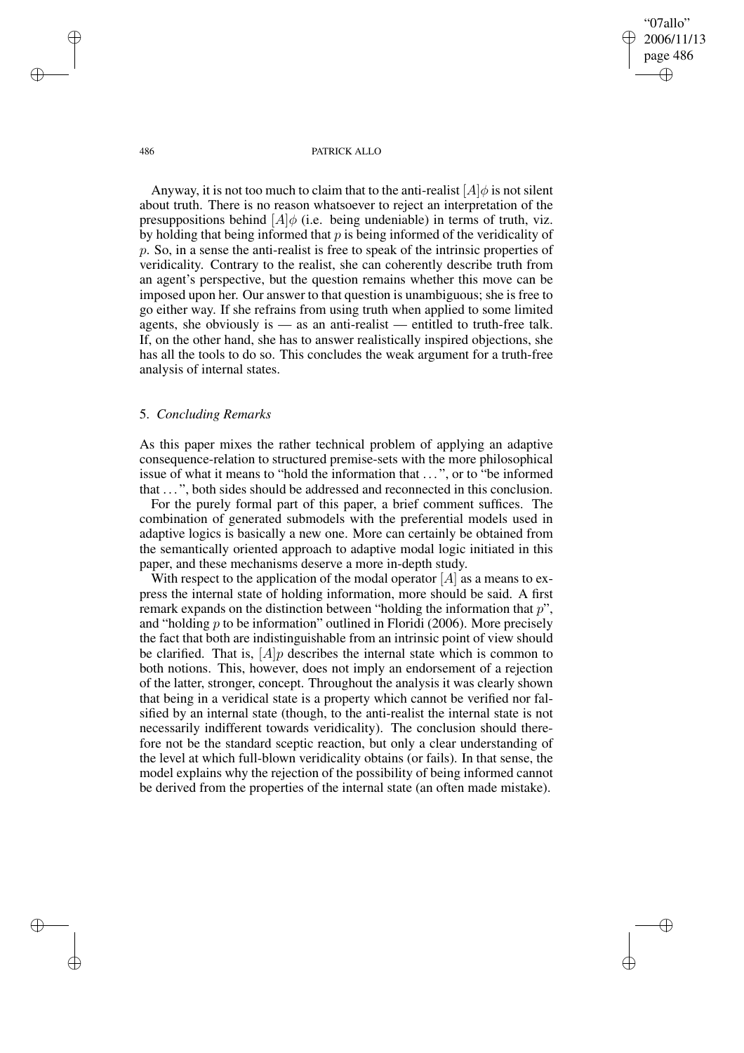Anyway, it is not too much to claim that to the anti-realist $[A]\phi$ is not silent about truth. There is no reason whatsoever to reject an interpretation of the presuppositions behind $[A]\phi$ (i.e. being undeniable) in terms of truth, viz. by holding that being informed that $p$ is being informed of the veridicality of $p$. So, in a sense the anti-realist is free to speak of the intrinsic properties of veridicality. Contrary to the realist, she can coherently describe truth from an agent's perspective, but the question remains whether this move can be imposed upon her. Our answer to that question is unambiguous; she is free to go either way. If she refrains from using truth when applied to some limited agents, she obviously is — as an anti-realist — entitled to truth-free talk. If, on the other hand, she has to answer realistically inspired objections, she has all the tools to do so. This concludes the weak argument for a truth-free analysis of internal states.

## 5. *Concluding Remarks*

As this paper mixes the rather technical problem of applying an adaptive consequence-relation to structured premise-sets with the more philosophical issue of what it means to "hold the information that ...", or to "be informed that ...", both sides should be addressed and reconnected in this conclusion.

For the purely formal part of this paper, a brief comment suffices. The combination of generated submodels with the preferential models used in adaptive logics is basically a new one. More can certainly be obtained from the semantically oriented approach to adaptive modal logic initiated in this paper, and these mechanisms deserve a more in-depth study.

With respect to the application of the modal operator $[A]$ as a means to express the internal state of holding information, more should be said. A first remark expands on the distinction between "holding the information that $p$", and "holding $p$ to be information" outlined in Floridi (2006). More precisely the fact that both are indistinguishable from an intrinsic point of view should be clarified. That is, $[A]p$ describes the internal state which is common to both notions. This, however, does not imply an endorsement of a rejection of the latter, stronger, concept. Throughout the analysis it was clearly shown that being in a veridical state is a property which cannot be verified nor falsified by an internal state (though, to the anti-realist the internal state is not necessarily indifferent towards veridicality). The conclusion should therefore not be the standard sceptic reaction, but only a clear understanding of the level at which full-blown veridicality obtains (or fails). In that sense, the model explains why the rejection of the possibility of being informed cannot be derived from the properties of the internal state (an often made mistake).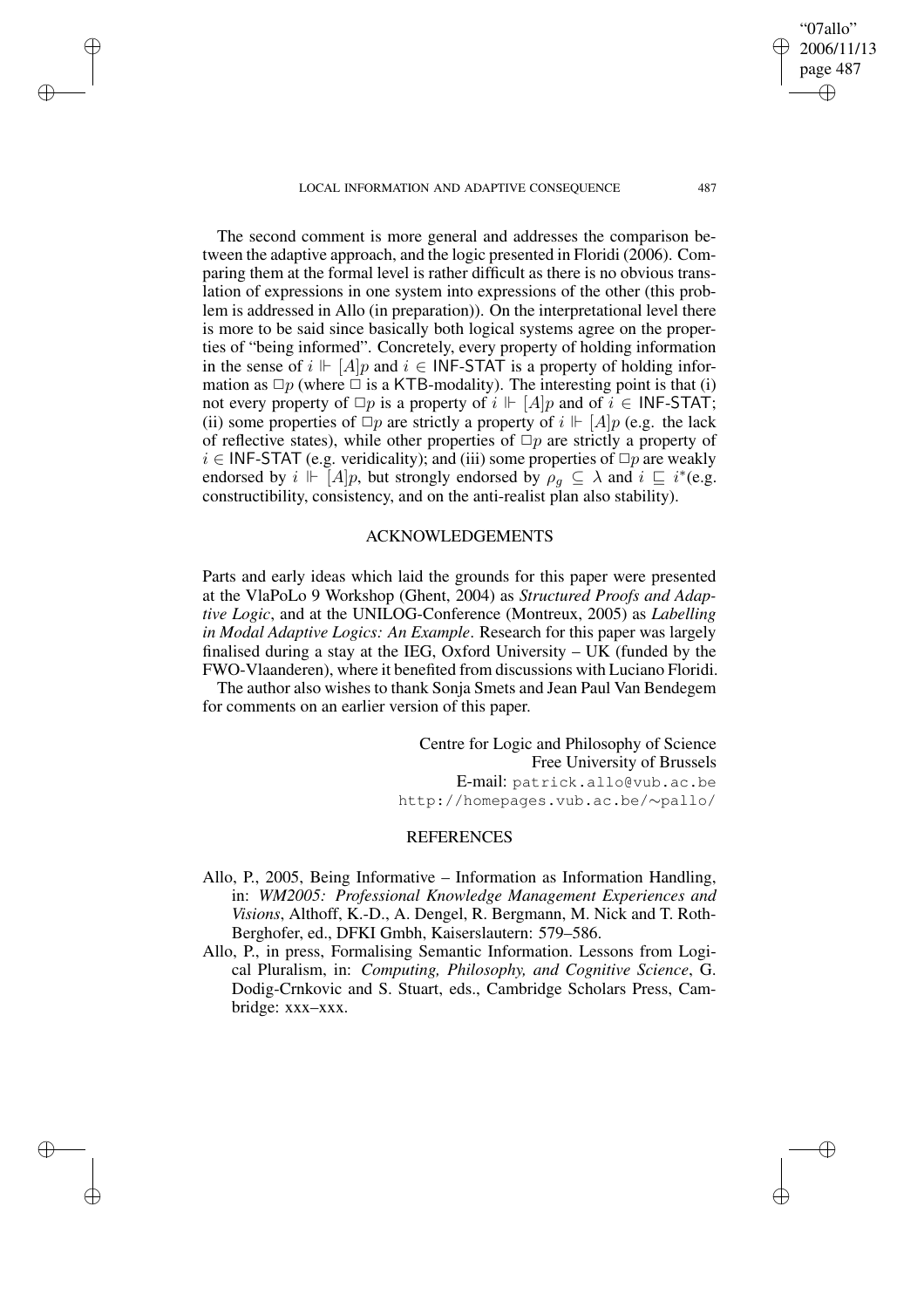The second comment is more general and addresses the comparison between the adaptive approach, and the logic presented in Floridi (2006). Comparing them at the formal level is rather difficult as there is no obvious translation of expressions in one system into expressions of the other (this problem is addressed in Allo (in preparation)). On the interpretational level there is more to be said since basically both logical systems agree on the properties of "being informed". Concretely, every property of holding information in the sense of $i \Vdash [A]p$ and $i \in \mathsf{INF\text{-}STAT}$ is a property of holding information as $\Box p$ (where $\Box$ is a KTB-modality). The interesting point is that (i) not every property of $\Box p$ is a property of $i \Vdash [A]p$ and of $i \in \mathsf{INF\text{-}STAT}$; (ii) some properties of $\Box p$ are strictly a property of $i \Vdash [A]p$ (e.g. the lack of reflective states), while other properties of $\Box p$ are strictly a property of $i \in \mathsf{INF\text{-}STAT}$ (e.g. veridicality); and (iii) some properties of $\Box p$ are weakly endorsed by $i \Vdash [A]p$, but strongly endorsed by $\rho_g \subseteq \lambda$ and $i \sqsubseteq i^*$(e.g. constructibility, consistency, and on the anti-realist plan also stability).

## ACKNOWLEDGEMENTS

Parts and early ideas which laid the grounds for this paper were presented at the VlaPoLo 9 Workshop (Ghent, 2004) as *Structured Proofs and Adaptive Logic*, and at the UNILOG-Conference (Montreux, 2005) as *Labelling in Modal Adaptive Logics: An Example*. Research for this paper was largely finalised during a stay at the IEG, Oxford University – UK (funded by the FWO-Vlaanderen), where it benefited from discussions with Luciano Floridi.

The author also wishes to thank Sonja Smets and Jean Paul Van Bendegem for comments on an earlier version of this paper.

Centre for Logic and Philosophy of Science
Free University of Brussels
E-mail: patrick.allo@vub.ac.be
http://homepages.vub.ac.be/∼pallo/

## REFERENCES

Allo, P., 2005, Being Informative – Information as Information Handling, in: *WM2005: Professional Knowledge Management Experiences and Visions*, Althoff, K.-D., A. Dengel, R. Bergmann, M. Nick and T. Roth-Berghofer, ed., DFKI Gmbh, Kaiserslautern: 579–586.

Allo, P., in press, Formalising Semantic Information. Lessons from Logical Pluralism, in: *Computing, Philosophy, and Cognitive Science*, G. Dodig-Crnkovic and S. Stuart, eds., Cambridge Scholars Press, Cambridge: xxx–xxx.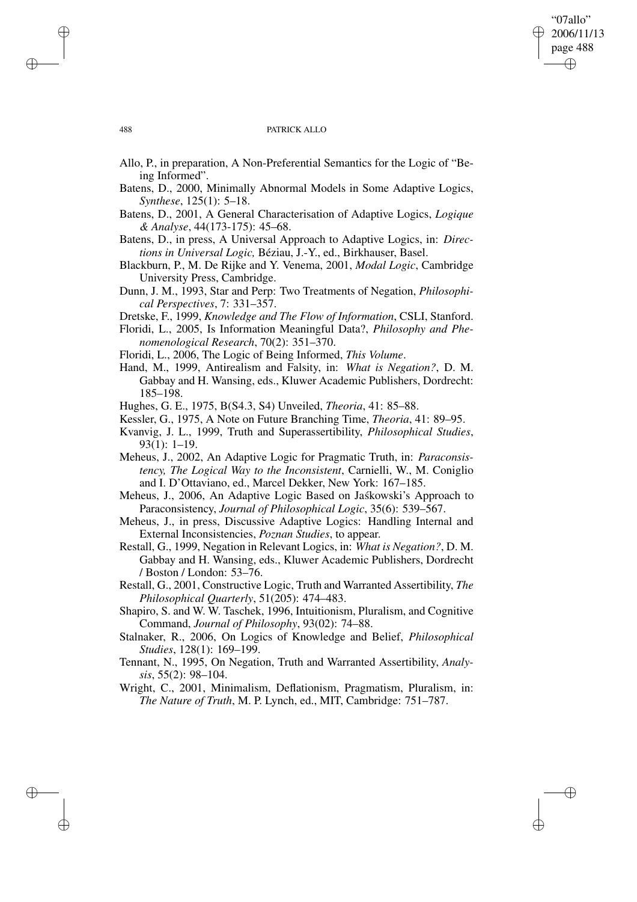Allo, P., in preparation, A Non-Preferential Semantics for the Logic of "Being Informed".

Batens, D., 2000, Minimally Abnormal Models in Some Adaptive Logics, *Synthese*, 125(1): 5–18.

Batens, D., 2001, A General Characterisation of Adaptive Logics, *Logique & Analyse*, 44(173-175): 45–68.

Batens, D., in press, A Universal Approach to Adaptive Logics, in: *Directions in Universal Logic,* Béziau, J.-Y., ed., Birkhauser, Basel.

Blackburn, P., M. De Rijke and Y. Venema, 2001, *Modal Logic*, Cambridge University Press, Cambridge.

Dunn, J. M., 1993, Star and Perp: Two Treatments of Negation, *Philosophical Perspectives*, 7: 331–357.

Dretske, F., 1999, *Knowledge and The Flow of Information*, CSLI, Stanford.

Floridi, L., 2005, Is Information Meaningful Data?, *Philosophy and Phenomenological Research*, 70(2): 351–370.

Floridi, L., 2006, The Logic of Being Informed, *This Volume*.

Hand, M., 1999, Antirealism and Falsity, in: *What is Negation?*, D. M. Gabbay and H. Wansing, eds., Kluwer Academic Publishers, Dordrecht: 185–198.

Hughes, G. E., 1975, B(S4.3, S4) Unveiled, *Theoria*, 41: 85–88.

Kessler, G., 1975, A Note on Future Branching Time, *Theoria*, 41: 89–95.

Kvanvig, J. L., 1999, Truth and Superassertibility, *Philosophical Studies*, 93(1): 1–19.

Meheus, J., 2002, An Adaptive Logic for Pragmatic Truth, in: *Paraconsistency, The Logical Way to the Inconsistent*, Carnielli, W., M. Coniglio and I. D'Ottaviano, ed., Marcel Dekker, New York: 167–185.

Meheus, J., 2006, An Adaptive Logic Based on Jaśkowski's Approach to Paraconsistency, *Journal of Philosophical Logic*, 35(6): 539–567.

Meheus, J., in press, Discussive Adaptive Logics: Handling Internal and External Inconsistencies, *Poznan Studies*, to appear.

Restall, G., 1999, Negation in Relevant Logics, in: *What is Negation?*, D. M. Gabbay and H. Wansing, eds., Kluwer Academic Publishers, Dordrecht / Boston / London: 53–76.

Restall, G., 2001, Constructive Logic, Truth and Warranted Assertibility, *The Philosophical Quarterly*, 51(205): 474–483.

Shapiro, S. and W. W. Taschek, 1996, Intuitionism, Pluralism, and Cognitive Command, *Journal of Philosophy*, 93(02): 74–88.

Stalnaker, R., 2006, On Logics of Knowledge and Belief, *Philosophical Studies*, 128(1): 169–199.

Tennant, N., 1995, On Negation, Truth and Warranted Assertibility, *Analysis*, 55(2): 98–104.

Wright, C., 2001, Minimalism, Deflationism, Pragmatism, Pluralism, in: *The Nature of Truth*, M. P. Lynch, ed., MIT, Cambridge: 751–787.